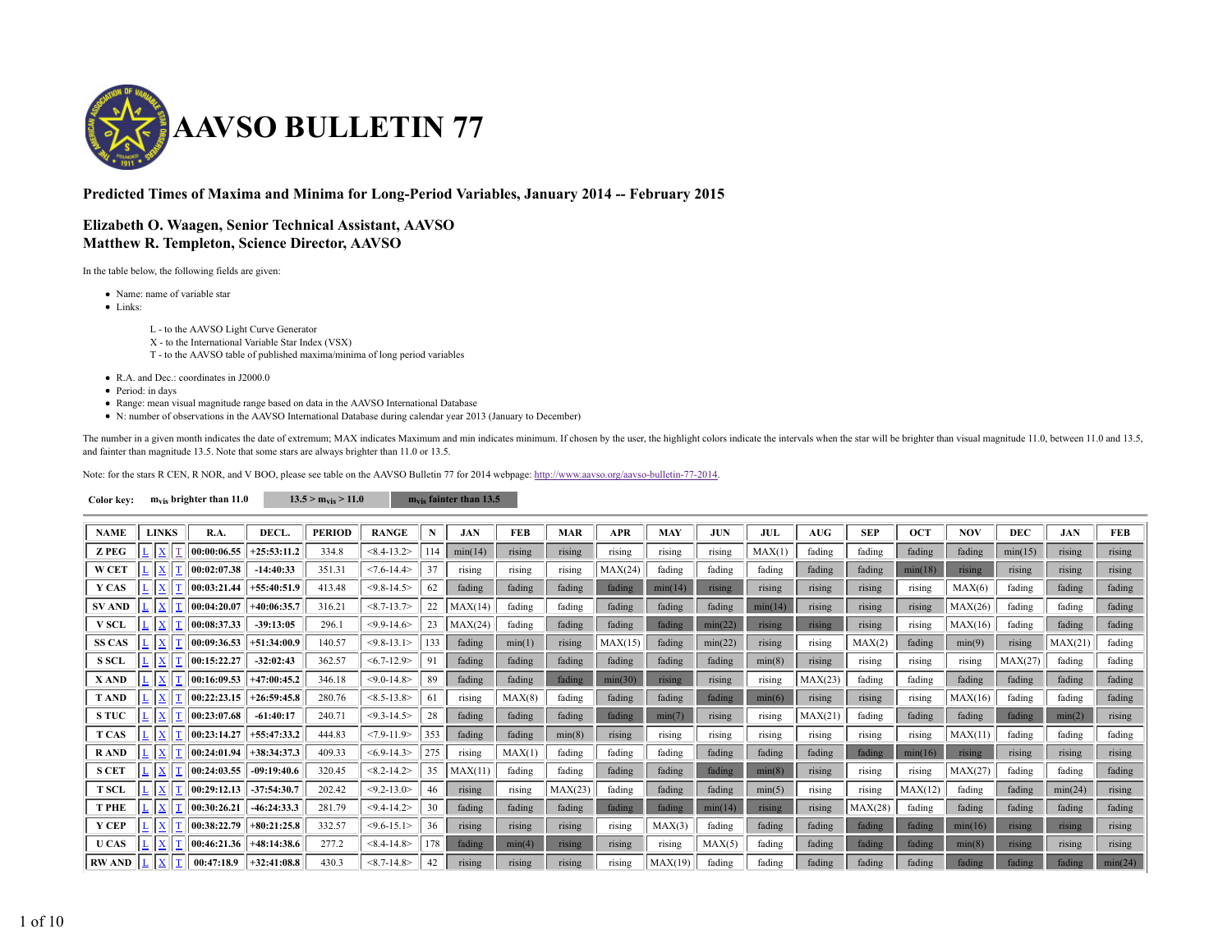# AAVSO BULLETIN 77

## Predicted Times of Maxima and Minima for Long-Period Variables, January 2014 -- February 2015

### Elizabeth O. Waagen, Senior Technical Assistant, AAVSO
### Matthew R. Templeton, Science Director, AAVSO

In the table below, the following fields are given:

- Name: name of variable star
- Links:

  L - to the AAVSO Light Curve Generator
  X - to the International Variable Star Index (VSX)
  T - to the AAVSO table of published maxima/minima of long period variables

- R.A. and Dec.: coordinates in J2000.0
- Period: in days
- Range: mean visual magnitude range based on data in the AAVSO International Database
- N: number of observations in the AAVSO International Database during calendar year 2013 (January to December)

The number in a given month indicates the date of extremum; MAX indicates Maximum and min indicates minimum. If chosen by the user, the highlight colors indicate the intervals when the star will be brighter than visual magnitude 11.0, between 11.0 and 13.5, and fainter than magnitude 13.5. Note that some stars are always brighter than 11.0 or 13.5.

Note: for the stars R CEN, R NOR, and V BOO, please see table on the AAVSO Bulletin 77 for 2014 webpage: http://www.aavso.org/aavso-bulletin-77-2014.

**Color key:** $m_{vis}$ brighter than 11.0 | $13.5 > m_{vis} > 11.0$ | $m_{vis}$ fainter than 13.5

| NAME | LINKS | | | R.A. | DECL. | PERIOD | RANGE | N | JAN | FEB | MAR | APR | MAY | JUN | JUL | AUG | SEP | OCT | NOV | DEC | JAN | FEB |
|---|---|---|---|---|---|---|---|---|---|---|---|---|---|---|---|---|---|---|---|---|---|---|
| Z PEG | L | X | T | 00:00:06.55 | +25:53:11.2 | 334.8 | <8.4-13.2> | 114 | min(14) | rising | rising | rising | rising | rising | MAX(1) | fading | fading | fading | fading | min(15) | rising | rising |
| W CET | L | X | T | 00:02:07.38 | -14:40:33 | 351.31 | <7.6-14.4> | 37 | rising | rising | rising | MAX(24) | fading | fading | fading | fading | fading | min(18) | rising | rising | rising | rising |
| Y CAS | L | X | T | 00:03:21.44 | +55:40:51.9 | 413.48 | <9.8-14.5> | 62 | fading | fading | fading | fading | min(14) | rising | rising | rising | rising | rising | MAX(6) | fading | fading | fading |
| SV AND | L | X | T | 00:04:20.07 | +40:06:35.7 | 316.21 | <8.7-13.7> | 22 | MAX(14) | fading | fading | fading | fading | fading | min(14) | rising | rising | rising | MAX(26) | fading | fading | fading |
| V SCL | L | X | T | 00:08:37.33 | -39:13:05 | 296.1 | <9.9-14.6> | 23 | MAX(24) | fading | fading | fading | fading | min(22) | rising | rising | rising | rising | MAX(16) | fading | fading | fading |
| SS CAS | L | X | T | 00:09:36.53 | +51:34:00.9 | 140.57 | <9.8-13.1> | 133 | fading | min(1) | rising | MAX(15) | fading | min(22) | rising | rising | MAX(2) | fading | min(9) | rising | MAX(21) | fading |
| S SCL | L | X | T | 00:15:22.27 | -32:02:43 | 362.57 | <6.7-12.9> | 91 | fading | fading | fading | fading | fading | fading | min(8) | rising | rising | rising | rising | MAX(27) | fading | fading |
| X AND | L | X | T | 00:16:09.53 | +47:00:45.2 | 346.18 | <9.0-14.8> | 89 | fading | fading | fading | min(30) | rising | rising | rising | MAX(23) | fading | fading | fading | fading | fading | fading |
| T AND | L | X | T | 00:22:23.15 | +26:59:45.8 | 280.76 | <8.5-13.8> | 61 | rising | MAX(8) | fading | fading | fading | fading | min(6) | rising | rising | rising | MAX(16) | fading | fading | fading |
| S TUC | L | X | T | 00:23:07.68 | -61:40:17 | 240.71 | <9.3-14.5> | 28 | fading | fading | fading | fading | min(7) | rising | rising | MAX(21) | fading | fading | fading | fading | min(2) | rising |
| T CAS | L | X | T | 00:23:14.27 | +55:47:33.2 | 444.83 | <7.9-11.9> | 353 | fading | fading | min(8) | rising | rising | rising | rising | rising | rising | rising | MAX(11) | fading | fading | fading |
| R AND | L | X | T | 00:24:01.94 | +38:34:37.3 | 409.33 | <6.9-14.3> | 275 | rising | MAX(1) | fading | fading | fading | fading | fading | fading | fading | min(16) | rising | rising | rising | rising |
| S CET | L | X | T | 00:24:03.55 | -09:19:40.6 | 320.45 | <8.2-14.2> | 35 | MAX(11) | fading | fading | fading | fading | fading | min(8) | rising | rising | rising | MAX(27) | fading | fading | fading |
| T SCL | L | X | T | 00:29:12.13 | -37:54:30.7 | 202.42 | <9.2-13.0> | 46 | rising | rising | MAX(23) | fading | fading | fading | min(5) | rising | rising | MAX(12) | fading | fading | min(24) | rising |
| T PHE | L | X | T | 00:30:26.21 | -46:24:33.3 | 281.79 | <9.4-14.2> | 30 | fading | fading | fading | fading | fading | min(14) | rising | rising | MAX(28) | fading | fading | fading | fading | fading |
| Y CEP | L | X | T | 00:38:22.79 | +80:21:25.8 | 332.57 | <9.6-15.1> | 36 | rising | rising | rising | rising | MAX(3) | fading | fading | fading | fading | fading | min(16) | rising | rising | rising |
| U CAS | L | X | T | 00:46:21.36 | +48:14:38.6 | 277.2 | <8.4-14.8> | 178 | fading | min(4) | rising | rising | rising | MAX(5) | fading | fading | fading | fading | min(8) | rising | rising | rising |
| RW AND | L | X | T | 00:47:18.9 | +32:41:08.8 | 430.3 | <8.7-14.8> | 42 | rising | rising | rising | rising | MAX(19) | fading | fading | fading | fading | fading | fading | fading | fading | min(24) |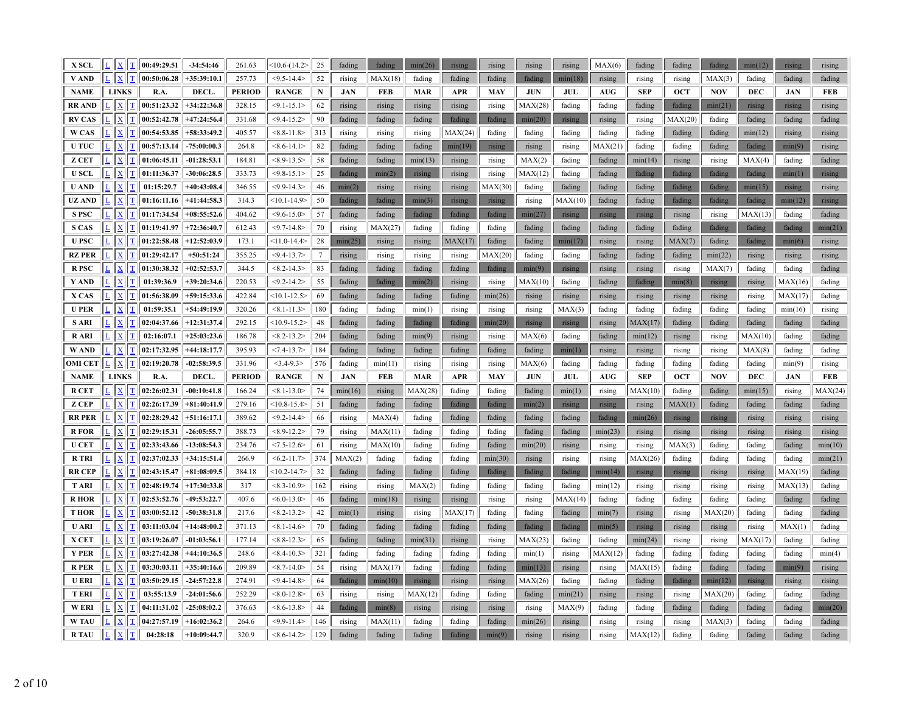| X SCL | L | X | T | 00:49:29.51 | -34:54:46 | 261.63 | <10.6-(14.2> | 25 | fading | fading | min(26) | rising | rising | rising | rising | MAX(6) | fading | fading | fading | min(12) | rising | rising |
|---|---|---|---|---|---|---|---|---|---|---|---|---|---|---|---|---|---|---|---|---|---|---|
| V AND | L | X | T | 00:50:06.28 | +35:39:10.1 | 257.73 | <9.5-14.4> | 52 | rising | MAX(18) | fading | fading | fading | fading | min(18) | rising | rising | rising | MAX(3) | fading | fading | fading |
| NAME | LINKS | | | R.A. | DECL. | PERIOD | RANGE | N | JAN | FEB | MAR | APR | MAY | JUN | JUL | AUG | SEP | OCT | NOV | DEC | JAN | FEB |
| RR AND | L | X | T | 00:51:23.32 | +34:22:36.8 | 328.15 | <9.1-15.1> | 62 | rising | rising | rising | rising | rising | MAX(28) | fading | fading | fading | fading | min(21) | rising | rising | rising |
| RV CAS | L | X | T | 00:52:42.78 | +47:24:56.4 | 331.68 | <9.4-15.2> | 90 | fading | fading | fading | fading | fading | min(20) | rising | rising | rising | MAX(20) | fading | fading | fading | fading |
| W CAS | L | X | T | 00:54:53.85 | +58:33:49.2 | 405.57 | <8.8-11.8> | 313 | rising | rising | rising | MAX(24) | fading | fading | fading | fading | fading | fading | fading | min(12) | rising | rising |
| U TUC | L | X | T | 00:57:13.14 | -75:00:00.3 | 264.8 | <8.6-14.1> | 82 | fading | fading | fading | min(19) | rising | rising | rising | MAX(21) | fading | fading | fading | fading | min(9) | rising |
| Z CET | L | X | T | 01:06:45.11 | -01:28:53.1 | 184.81 | <8.9-13.5> | 58 | fading | fading | min(13) | rising | rising | MAX(2) | fading | fading | min(14) | rising | rising | MAX(4) | fading | fading |
| U SCL | L | X | T | 01:11:36.37 | -30:06:28.5 | 333.73 | <9.8-15.1> | 25 | fading | min(2) | rising | rising | rising | MAX(12) | fading | fading | fading | fading | fading | fading | min(1) | rising |
| U AND | L | X | T | 01:15:29.7 | +40:43:08.4 | 346.55 | <9.9-14.3> | 46 | min(2) | rising | rising | rising | MAX(30) | fading | fading | fading | fading | fading | fading | min(15) | rising | rising |
| UZ AND | L | X | T | 01:16:11.16 | +41:44:58.3 | 314.3 | <10.1-14.9> | 50 | fading | fading | min(3) | rising | rising | rising | MAX(10) | fading | fading | fading | fading | fading | min(12) | rising |
| S PSC | L | X | T | 01:17:34.54 | +08:55:52.6 | 404.62 | <9.6-15.0> | 57 | fading | fading | fading | fading | fading | min(27) | rising | rising | rising | rising | rising | MAX(13) | fading | fading |
| S CAS | L | X | T | 01:19:41.97 | +72:36:40.7 | 612.43 | <9.7-14.8> | 70 | rising | MAX(27) | fading | fading | fading | fading | fading | fading | fading | fading | fading | fading | fading | min(21) |
| U PSC | L | X | T | 01:22:58.48 | +12:52:03.9 | 173.1 | <11.0-14.4> | 28 | min(25) | rising | rising | MAX(17) | fading | fading | min(17) | rising | rising | MAX(7) | fading | fading | min(6) | rising |
| RZ PER | L | X | T | 01:29:42.17 | +50:51:24 | 355.25 | <9.4-13.7> | 7 | rising | rising | rising | rising | MAX(20) | fading | fading | fading | fading | fading | min(22) | rising | rising | rising |
| R PSC | L | X | T | 01:30:38.32 | +02:52:53.7 | 344.5 | <8.2-14.3> | 83 | fading | fading | fading | fading | fading | min(9) | rising | rising | rising | rising | MAX(7) | fading | fading | fading |
| Y AND | L | X | T | 01:39:36.9 | +39:20:34.6 | 220.53 | <9.2-14.2> | 55 | fading | fading | min(2) | rising | rising | MAX(10) | fading | fading | fading | min(8) | rising | rising | MAX(16) | fading |
| X CAS | L | X | T | 01:56:38.09 | +59:15:33.6 | 422.84 | <10.1-12.5> | 69 | fading | fading | fading | fading | min(26) | rising | rising | rising | rising | rising | rising | rising | MAX(17) | fading |
| U PER | L | X | T | 01:59:35.1 | +54:49:19.9 | 320.26 | <8.1-13.1> | 180 | fading | fading | min(1) | rising | rising | rising | MAX(3) | fading | fading | fading | fading | fading | min(16) | rising |
| S ARI | L | X | T | 02:04:37.66 | +12:31:37.4 | 292.15 | <10.9-15.2> | 48 | fading | fading | fading | fading | min(20) | rising | rising | rising | MAX(17) | fading | fading | fading | fading | fading |
| R ARI | L | X | T | 02:16:07.1 | +25:03:23.6 | 186.78 | <8.2-13.2> | 204 | fading | fading | min(9) | rising | rising | MAX(6) | fading | fading | min(12) | rising | rising | MAX(10) | fading | fading |
| W AND | L | X | T | 02:17:32.95 | +44:18:17.7 | 395.93 | <7.4-13.7> | 184 | fading | fading | fading | fading | fading | fading | min(1) | rising | rising | rising | rising | MAX(8) | fading | fading |
| OMI CET | L | X | T | 02:19:20.78 | -02:58:39.5 | 331.96 | <3.4-9.3> | 576 | fading | min(11) | rising | rising | rising | MAX(6) | fading | fading | fading | fading | fading | fading | min(9) | rising |
| NAME | LINKS | | | R.A. | DECL. | PERIOD | RANGE | N | JAN | FEB | MAR | APR | MAY | JUN | JUL | AUG | SEP | OCT | NOV | DEC | JAN | FEB |
| R CET | L | X | T | 02:26:02.31 | -00:10:41.8 | 166.24 | <8.1-13.0> | 74 | min(16) | rising | MAX(28) | fading | fading | fading | min(1) | rising | MAX(10) | fading | fading | min(15) | rising | MAX(24) |
| Z CEP | L | X | T | 02:26:17.39 | +81:40:41.9 | 279.16 | <10.8-15.4> | 51 | fading | fading | fading | fading | fading | min(2) | rising | rising | rising | MAX(1) | fading | fading | fading | fading |
| RR PER | L | X | T | 02:28:29.42 | +51:16:17.1 | 389.62 | <9.2-14.4> | 66 | rising | MAX(4) | fading | fading | fading | fading | fading | fading | min(26) | rising | rising | rising | rising | rising |
| R FOR | L | X | T | 02:29:15.31 | -26:05:55.7 | 388.73 | <8.9-12.2> | 79 | rising | MAX(11) | fading | fading | fading | fading | fading | min(23) | rising | rising | rising | rising | rising | rising |
| U CET | L | X | T | 02:33:43.66 | -13:08:54.3 | 234.76 | <7.5-12.6> | 61 | rising | MAX(10) | fading | fading | fading | min(20) | rising | rising | rising | MAX(3) | fading | fading | fading | min(10) |
| R TRI | L | X | T | 02:37:02.33 | +34:15:51.4 | 266.9 | <6.2-11.7> | 374 | MAX(2) | fading | fading | fading | min(30) | rising | rising | rising | MAX(26) | fading | fading | fading | fading | min(21) |
| RR CEP | L | X | T | 02:43:15.47 | +81:08:09.5 | 384.18 | <10.2-14.7> | 32 | fading | fading | fading | fading | fading | fading | fading | min(14) | rising | rising | rising | rising | MAX(19) | fading |
| T ARI | L | X | T | 02:48:19.74 | +17:30:33.8 | 317 | <8.3-10.9> | 162 | rising | rising | MAX(2) | fading | fading | fading | fading | min(12) | rising | rising | rising | rising | MAX(13) | fading |
| R HOR | L | X | T | 02:53:52.76 | -49:53:22.7 | 407.6 | <6.0-13.0> | 46 | fading | min(18) | rising | rising | rising | rising | MAX(14) | fading | fading | fading | fading | fading | fading | fading |
| T HOR | L | X | T | 03:00:52.12 | -50:38:31.8 | 217.6 | <8.2-13.2> | 42 | min(1) | rising | rising | MAX(17) | fading | fading | fading | min(7) | rising | rising | MAX(20) | fading | fading | fading |
| U ARI | L | X | T | 03:11:03.04 | +14:48:00.2 | 371.13 | <8.1-14.6> | 70 | fading | fading | fading | fading | fading | fading | fading | min(5) | rising | rising | rising | rising | MAX(1) | fading |
| X CET | L | X | T | 03:19:26.07 | -01:03:56.1 | 177.14 | <8.8-12.3> | 65 | fading | fading | min(31) | rising | rising | MAX(23) | fading | fading | min(24) | rising | rising | MAX(17) | fading | fading |
| Y PER | L | X | T | 03:27:42.38 | +44:10:36.5 | 248.6 | <8.4-10.3> | 321 | fading | fading | fading | fading | fading | min(1) | rising | MAX(12) | fading | fading | fading | fading | fading | min(4) |
| R PER | L | X | T | 03:30:03.11 | +35:40:16.6 | 209.89 | <8.7-14.0> | 54 | rising | MAX(17) | fading | fading | fading | min(13) | rising | rising | MAX(15) | fading | fading | fading | min(9) | rising |
| U ERI | L | X | T | 03:50:29.15 | -24:57:22.8 | 274.91 | <9.4-14.8> | 64 | fading | min(10) | rising | rising | rising | MAX(26) | fading | fading | fading | fading | min(12) | rising | rising | rising |
| T ERI | L | X | T | 03:55:13.9 | -24:01:56.6 | 252.29 | <8.0-12.8> | 63 | rising | rising | MAX(12) | fading | fading | fading | min(21) | rising | rising | rising | MAX(20) | fading | fading | fading |
| W ERI | L | X | T | 04:11:31.02 | -25:08:02.2 | 376.63 | <8.6-13.8> | 44 | fading | min(8) | rising | rising | rising | rising | MAX(9) | fading | fading | fading | fading | fading | fading | min(20) |
| W TAU | L | X | T | 04:27:57.19 | +16:02:36.2 | 264.6 | <9.9-11.4> | 146 | rising | MAX(11) | fading | fading | fading | min(26) | rising | rising | rising | rising | MAX(3) | fading | fading | fading |
| R TAU | L | X | T | 04:28:18 | +10:09:44.7 | 320.9 | <8.6-14.2> | 129 | fading | fading | fading | fading | min(9) | rising | rising | rising | MAX(12) | fading | fading | fading | fading | fading |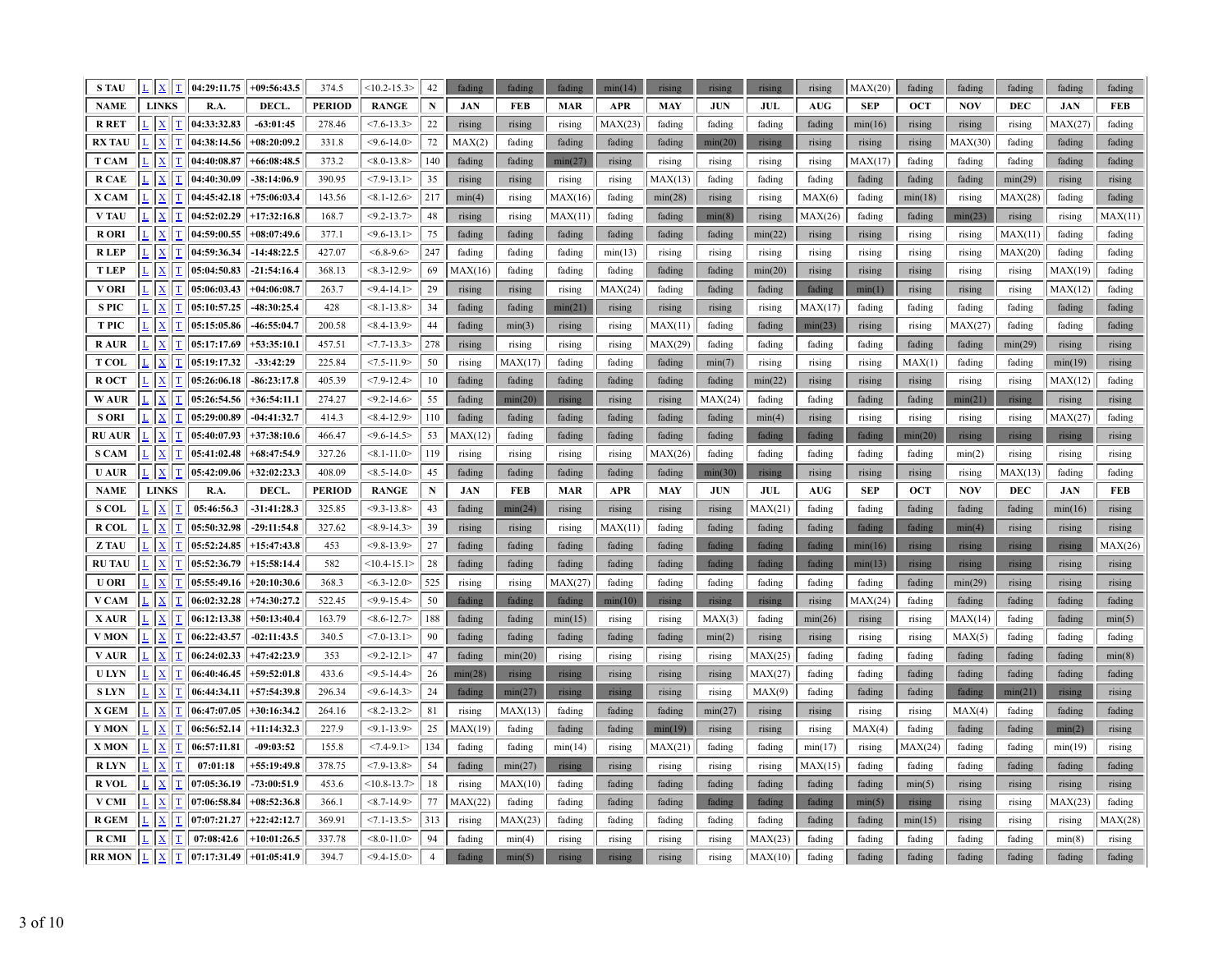| S TAU | L | X | T | 04:29:11.75 | +09:56:43.5 | 374.5 | <10.2-15.3> | 42 | fading | fading | fading | min(14) | rising | rising | rising | rising | MAX(20) | fading | fading | fading | fading | fading |
|---|---|---|---|---|---|---|---|---|---|---|---|---|---|---|---|---|---|---|---|---|---|---|
| **NAME** | **LINKS** | | | **R.A.** | **DECL.** | **PERIOD** | **RANGE** | **N** | **JAN** | **FEB** | **MAR** | **APR** | **MAY** | **JUN** | **JUL** | **AUG** | **SEP** | **OCT** | **NOV** | **DEC** | **JAN** | **FEB** |
| R RET | L | X | T | 04:33:32.83 | -63:01:45 | 278.46 | <7.6-13.3> | 22 | rising | rising | rising | MAX(23) | fading | fading | fading | fading | min(16) | rising | rising | rising | MAX(27) | fading |
| RX TAU | L | X | T | 04:38:14.56 | +08:20:09.2 | 331.8 | <9.6-14.0> | 72 | MAX(2) | fading | fading | fading | fading | min(20) | rising | rising | rising | rising | MAX(30) | fading | fading | fading |
| T CAM | L | X | T | 04:40:08.87 | +66:08:48.5 | 373.2 | <8.0-13.8> | 140 | fading | fading | min(27) | rising | rising | rising | rising | rising | MAX(17) | fading | fading | fading | fading | fading |
| R CAE | L | X | T | 04:40:30.09 | -38:14:06.9 | 390.95 | <7.9-13.1> | 35 | rising | rising | rising | rising | MAX(13) | fading | fading | fading | fading | fading | fading | min(29) | rising | rising |
| X CAM | L | X | T | 04:45:42.18 | +75:06:03.4 | 143.56 | <8.1-12.6> | 217 | min(4) | rising | MAX(16) | fading | min(28) | rising | rising | MAX(6) | fading | min(18) | rising | MAX(28) | fading | fading |
| V TAU | L | X | T | 04:52:02.29 | +17:32:16.8 | 168.7 | <9.2-13.7> | 48 | rising | rising | MAX(11) | fading | fading | min(8) | rising | MAX(26) | fading | fading | min(23) | rising | rising | MAX(11) |
| R ORI | L | X | T | 04:59:00.55 | +08:07:49.6 | 377.1 | <9.6-13.1> | 75 | fading | fading | fading | fading | fading | fading | min(22) | rising | rising | rising | rising | MAX(11) | fading | fading |
| R LEP | L | X | T | 04:59:36.34 | -14:48:22.5 | 427.07 | <6.8-9.6> | 247 | fading | fading | fading | min(13) | rising | rising | rising | rising | rising | rising | rising | MAX(20) | fading | fading |
| T LEP | L | X | T | 05:04:50.83 | -21:54:16.4 | 368.13 | <8.3-12.9> | 69 | MAX(16) | fading | fading | fading | fading | fading | min(20) | rising | rising | rising | rising | rising | MAX(19) | fading |
| V ORI | L | X | T | 05:06:03.43 | +04:06:08.7 | 263.7 | <9.4-14.1> | 29 | rising | rising | rising | MAX(24) | fading | fading | fading | fading | min(1) | rising | rising | rising | MAX(12) | fading |
| S PIC | L | X | T | 05:10:57.25 | -48:30:25.4 | 428 | <8.1-13.8> | 34 | fading | fading | min(21) | rising | rising | rising | rising | MAX(17) | fading | fading | fading | fading | fading | fading |
| T PIC | L | X | T | 05:15:05.86 | -46:55:04.7 | 200.58 | <8.4-13.9> | 44 | fading | min(3) | rising | rising | MAX(11) | fading | fading | min(23) | rising | rising | MAX(27) | fading | fading | fading |
| R AUR | L | X | T | 05:17:17.69 | +53:35:10.1 | 457.51 | <7.7-13.3> | 278 | rising | rising | rising | rising | MAX(29) | fading | fading | fading | fading | fading | fading | min(29) | rising | rising |
| T COL | L | X | T | 05:19:17.32 | -33:42:29 | 225.84 | <7.5-11.9> | 50 | rising | MAX(17) | fading | fading | fading | min(7) | rising | rising | rising | MAX(1) | fading | fading | min(19) | rising |
| R OCT | L | X | T | 05:26:06.18 | -86:23:17.8 | 405.39 | <7.9-12.4> | 10 | fading | fading | fading | fading | fading | fading | min(22) | rising | rising | rising | rising | rising | MAX(12) | fading |
| W AUR | L | X | T | 05:26:54.56 | +36:54:11.1 | 274.27 | <9.2-14.6> | 55 | fading | min(20) | rising | rising | rising | MAX(24) | fading | fading | fading | fading | min(21) | rising | rising | rising |
| S ORI | L | X | T | 05:29:00.89 | -04:41:32.7 | 414.3 | <8.4-12.9> | 110 | fading | fading | fading | fading | fading | fading | min(4) | rising | rising | rising | rising | rising | MAX(27) | fading |
| RU AUR | L | X | T | 05:40:07.93 | +37:38:10.6 | 466.47 | <9.6-14.5> | 53 | MAX(12) | fading | fading | fading | fading | fading | fading | fading | fading | min(20) | rising | rising | rising | rising |
| S CAM | L | X | T | 05:41:02.48 | +68:47:54.9 | 327.26 | <8.1-11.0> | 119 | rising | rising | rising | rising | MAX(26) | fading | fading | fading | fading | fading | min(2) | rising | rising | rising |
| U AUR | L | X | T | 05:42:09.06 | +32:02:23.3 | 408.09 | <8.5-14.0> | 45 | fading | fading | fading | fading | fading | min(30) | rising | rising | rising | rising | rising | MAX(13) | fading | fading |
| **NAME** | **LINKS** | | | **R.A.** | **DECL.** | **PERIOD** | **RANGE** | **N** | **JAN** | **FEB** | **MAR** | **APR** | **MAY** | **JUN** | **JUL** | **AUG** | **SEP** | **OCT** | **NOV** | **DEC** | **JAN** | **FEB** |
| S COL | L | X | T | 05:46:56.3 | -31:41:28.3 | 325.85 | <9.3-13.8> | 43 | fading | min(24) | rising | rising | rising | rising | MAX(21) | fading | fading | fading | fading | fading | min(16) | rising |
| R COL | L | X | T | 05:50:32.98 | -29:11:54.8 | 327.62 | <8.9-14.3> | 39 | rising | rising | rising | MAX(11) | fading | fading | fading | fading | fading | fading | min(4) | rising | rising | rising |
| Z TAU | L | X | T | 05:52:24.85 | +15:47:43.8 | 453 | <9.8-13.9> | 27 | fading | fading | fading | fading | fading | fading | fading | fading | min(16) | rising | rising | rising | rising | MAX(26) |
| RU TAU | L | X | T | 05:52:36.79 | +15:58:14.4 | 582 | <10.4-15.1> | 28 | fading | fading | fading | fading | fading | fading | fading | fading | min(13) | rising | rising | rising | rising | rising |
| U ORI | L | X | T | 05:55:49.16 | +20:10:30.6 | 368.3 | <6.3-12.0> | 525 | rising | rising | MAX(27) | fading | fading | fading | fading | fading | fading | fading | min(29) | rising | rising | rising |
| V CAM | L | X | T | 06:02:32.28 | +74:30:27.2 | 522.45 | <9.9-15.4> | 50 | fading | fading | fading | min(10) | rising | rising | rising | rising | MAX(24) | fading | fading | fading | fading | fading |
| X AUR | L | X | T | 06:12:13.38 | +50:13:40.4 | 163.79 | <8.6-12.7> | 188 | fading | fading | min(15) | rising | rising | MAX(3) | fading | min(26) | rising | rising | MAX(14) | fading | fading | min(5) |
| V MON | L | X | T | 06:22:43.57 | -02:11:43.5 | 340.5 | <7.0-13.1> | 90 | fading | fading | fading | fading | fading | min(2) | rising | rising | rising | rising | MAX(5) | fading | fading | fading |
| V AUR | L | X | T | 06:24:02.33 | +47:42:23.9 | 353 | <9.2-12.1> | 47 | fading | min(20) | rising | rising | rising | rising | MAX(25) | fading | fading | fading | fading | fading | fading | min(8) |
| U LYN | L | X | T | 06:40:46.45 | +59:52:01.8 | 433.6 | <9.5-14.4> | 26 | min(28) | rising | rising | rising | rising | rising | MAX(27) | fading | fading | fading | fading | fading | fading | fading |
| S LYN | L | X | T | 06:44:34.11 | +57:54:39.8 | 296.34 | <9.6-14.3> | 24 | fading | min(27) | rising | rising | rising | rising | MAX(9) | fading | fading | fading | fading | min(21) | rising | rising |
| X GEM | L | X | T | 06:47:07.05 | +30:16:34.2 | 264.16 | <8.2-13.2> | 81 | rising | MAX(13) | fading | fading | fading | min(27) | rising | rising | rising | rising | MAX(4) | fading | fading | fading |
| Y MON | L | X | T | 06:56:52.14 | +11:14:32.3 | 227.9 | <9.1-13.9> | 25 | MAX(19) | fading | fading | fading | min(19) | rising | rising | rising | MAX(4) | fading | fading | fading | min(2) | rising |
| X MON | L | X | T | 06:57:11.81 | -09:03:52 | 155.8 | <7.4-9.1> | 134 | fading | fading | min(14) | rising | MAX(21) | fading | fading | min(17) | rising | MAX(24) | fading | fading | min(19) | rising |
| R LYN | L | X | T | 07:01:18 | +55:19:49.8 | 378.75 | <7.9-13.8> | 54 | fading | fading | min(27) | rising | rising | rising | rising | MAX(15) | fading | fading | fading | fading | fading | fading |
| R VOL | L | X | T | 07:05:36.19 | -73:00:51.9 | 453.6 | <10.8-13.7> | 18 | rising | MAX(10) | fading | fading | fading | fading | fading | fading | fading | min(5) | rising | rising | rising | rising |
| V CMI | L | X | T | 07:06:58.84 | +08:52:36.8 | 366.1 | <8.7-14.9> | 77 | MAX(22) | fading | fading | fading | fading | fading | fading | fading | min(5) | rising | rising | rising | MAX(23) | fading |
| R GEM | L | X | T | 07:07:21.27 | +22:42:12.7 | 369.91 | <7.1-13.5> | 313 | rising | MAX(23) | fading | fading | fading | fading | fading | fading | fading | min(15) | rising | rising | rising | MAX(28) |
| R CMI | L | X | T | 07:08:42.6 | +10:01:26.5 | 337.78 | <8.0-11.0> | 94 | fading | min(4) | rising | rising | rising | rising | MAX(23) | fading | fading | fading | fading | fading | min(8) | rising |
| RR MON | L | X | T | 07:17:31.49 | +01:05:41.9 | 394.7 | <9.4-15.0> | 4 | fading | min(5) | rising | rising | rising | rising | MAX(10) | fading | fading | fading | fading | fading | fading | fading |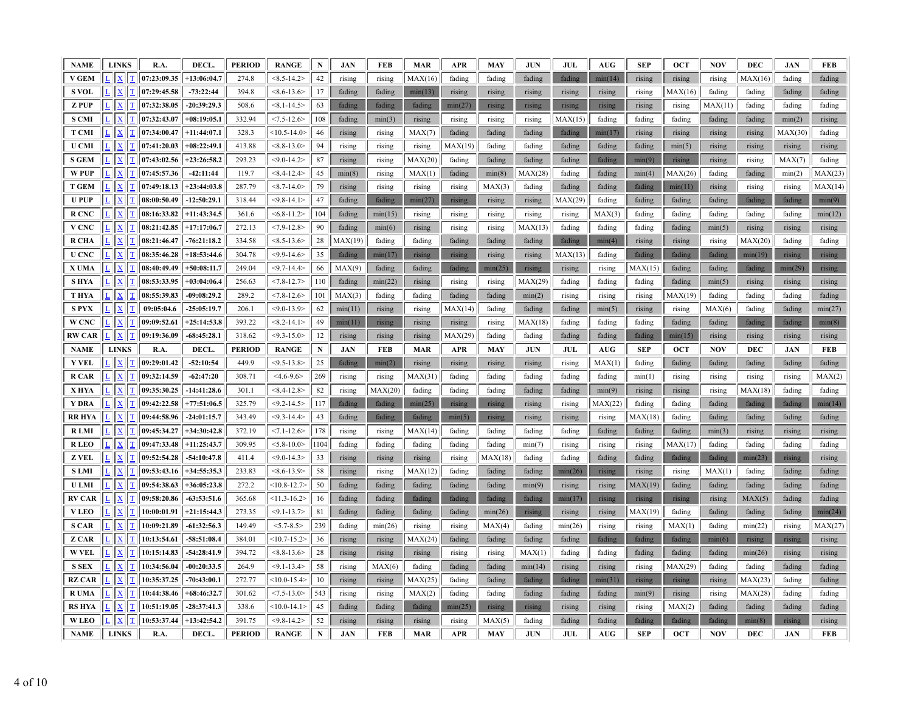| NAME | LINKS | | | R.A. | DECL. | PERIOD | RANGE | N | JAN | FEB | MAR | APR | MAY | JUN | JUL | AUG | SEP | OCT | NOV | DEC | JAN | FEB |
|---|---|---|---|---|---|---|---|---|---|---|---|---|---|---|---|---|---|---|---|---|---|---|
| V GEM | L | X | T | 07:23:09.35 | +13:06:04.7 | 274.8 | <8.5-14.2> | 42 | rising | rising | MAX(16) | fading | fading | fading | fading | min(14) | rising | rising | rising | MAX(16) | fading | fading |
| S VOL | L | X | T | 07:29:45.58 | -73:22:44 | 394.8 | <8.6-13.6> | 17 | fading | fading | min(13) | rising | rising | rising | rising | rising | rising | MAX(16) | fading | fading | fading | fading |
| Z PUP | L | X | T | 07:32:38.05 | -20:39:29.3 | 508.6 | <8.1-14.5> | 63 | fading | fading | fading | min(27) | rising | rising | rising | rising | rising | rising | MAX(11) | fading | fading | fading |
| S CMI | L | X | T | 07:32:43.07 | +08:19:05.1 | 332.94 | <7.5-12.6> | 108 | fading | min(3) | rising | rising | rising | rising | MAX(15) | fading | fading | fading | fading | fading | min(2) | rising |
| T CMI | L | X | T | 07:34:00.47 | +11:44:07.1 | 328.3 | <10.5-14.0> | 46 | rising | rising | MAX(7) | fading | fading | fading | fading | min(17) | rising | rising | rising | rising | MAX(30) | fading |
| U CMI | L | X | T | 07:41:20.03 | +08:22:49.1 | 413.88 | <8.8-13.0> | 94 | rising | rising | rising | MAX(19) | fading | fading | fading | fading | fading | min(5) | rising | rising | rising | rising |
| S GEM | L | X | T | 07:43:02.56 | +23:26:58.2 | 293.23 | <9.0-14.2> | 87 | rising | rising | MAX(20) | fading | fading | fading | fading | fading | min(9) | rising | rising | rising | MAX(7) | fading |
| W PUP | L | X | T | 07:45:57.36 | -42:11:44 | 119.7 | <8.4-12.4> | 45 | min(8) | rising | MAX(1) | fading | min(8) | MAX(28) | fading | fading | min(4) | MAX(26) | fading | fading | min(2) | MAX(23) |
| T GEM | L | X | T | 07:49:18.13 | +23:44:03.8 | 287.79 | <8.7-14.0> | 79 | rising | rising | rising | rising | MAX(3) | fading | fading | fading | fading | min(11) | rising | rising | rising | MAX(14) |
| U PUP | L | X | T | 08:00:50.49 | -12:50:29.1 | 318.44 | <9.8-14.1> | 47 | fading | fading | min(27) | rising | rising | rising | MAX(29) | fading | fading | fading | fading | fading | fading | min(9) |
| R CNC | L | X | T | 08:16:33.82 | +11:43:34.5 | 361.6 | <6.8-11.2> | 104 | fading | min(15) | rising | rising | rising | rising | rising | MAX(3) | fading | fading | fading | fading | fading | min(12) |
| V CNC | L | X | T | 08:21:42.85 | +17:17:06.7 | 272.13 | <7.9-12.8> | 90 | fading | min(6) | rising | rising | rising | MAX(13) | fading | fading | fading | fading | min(5) | rising | rising | rising |
| R CHA | L | X | T | 08:21:46.47 | -76:21:18.2 | 334.58 | <8.5-13.6> | 28 | MAX(19) | fading | fading | fading | fading | fading | fading | min(4) | rising | rising | rising | MAX(20) | fading | fading |
| U CNC | L | X | T | 08:35:46.28 | +18:53:44.6 | 304.78 | <9.9-14.6> | 35 | fading | min(17) | rising | rising | rising | rising | MAX(13) | fading | fading | fading | fading | min(19) | rising | rising |
| X UMA | L | X | T | 08:40:49.49 | +50:08:11.7 | 249.04 | <9.7-14.4> | 66 | MAX(9) | fading | fading | fading | min(25) | rising | rising | rising | MAX(15) | fading | fading | fading | min(29) | rising |
| S HYA | L | X | T | 08:53:33.95 | +03:04:06.4 | 256.63 | <7.8-12.7> | 110 | fading | min(22) | rising | rising | rising | MAX(29) | fading | fading | fading | fading | min(5) | rising | rising | rising |
| T HYA | L | X | T | 08:55:39.83 | -09:08:29.2 | 289.2 | <7.8-12.6> | 101 | MAX(3) | fading | fading | fading | fading | min(2) | rising | rising | rising | MAX(19) | fading | fading | fading | fading |
| S PYX | L | X | T | 09:05:04.6 | -25:05:19.7 | 206.1 | <9.0-13.9> | 62 | min(11) | rising | rising | MAX(14) | fading | fading | fading | min(5) | rising | rising | MAX(6) | fading | fading | min(27) |
| W CNC | L | X | T | 09:09:52.61 | +25:14:53.8 | 393.22 | <8.2-14.1> | 49 | min(11) | rising | rising | rising | rising | MAX(18) | fading | fading | fading | fading | fading | fading | fading | min(8) |
| RW CAR | L | X | T | 09:19:36.09 | -68:45:28.1 | 318.62 | <9.3-15.0> | 12 | rising | rising | rising | MAX(29) | fading | fading | fading | fading | fading | min(15) | rising | rising | rising | rising |
| NAME | LINKS | | | R.A. | DECL. | PERIOD | RANGE | N | JAN | FEB | MAR | APR | MAY | JUN | JUL | AUG | SEP | OCT | NOV | DEC | JAN | FEB |
| Y VEL | L | X | T | 09:29:01.42 | -52:10:54 | 449.9 | <9.5-13.8> | 25 | fading | min(2) | rising | rising | rising | rising | rising | MAX(1) | fading | fading | fading | fading | fading | fading |
| R CAR | L | X | T | 09:32:14.59 | -62:47:20 | 308.71 | <4.6-9.6> | 269 | rising | rising | MAX(31) | fading | fading | fading | fading | fading | min(1) | rising | rising | rising | rising | MAX(2) |
| X HYA | L | X | T | 09:35:30.25 | -14:41:28.6 | 301.1 | <8.4-12.8> | 82 | rising | MAX(20) | fading | fading | fading | fading | fading | min(9) | rising | rising | rising | MAX(18) | fading | fading |
| Y DRA | L | X | T | 09:42:22.58 | +77:51:06.5 | 325.79 | <9.2-14.5> | 117 | fading | fading | min(25) | rising | rising | rising | rising | MAX(22) | fading | fading | fading | fading | fading | min(14) |
| RR HYA | L | X | T | 09:44:58.96 | -24:01:15.7 | 343.49 | <9.3-14.4> | 43 | fading | fading | fading | min(5) | rising | rising | rising | rising | MAX(18) | fading | fading | fading | fading | fading |
| R LMI | L | X | T | 09:45:34.27 | +34:30:42.8 | 372.19 | <7.1-12.6> | 178 | rising | rising | MAX(14) | fading | fading | fading | fading | fading | fading | fading | min(3) | rising | rising | rising |
| R LEO | L | X | T | 09:47:33.48 | +11:25:43.7 | 309.95 | <5.8-10.0> | 1104 | fading | fading | fading | fading | fading | min(7) | rising | rising | rising | MAX(17) | fading | fading | fading | fading |
| Z VEL | L | X | T | 09:52:54.28 | -54:10:47.8 | 411.4 | <9.0-14.3> | 33 | rising | rising | rising | rising | MAX(18) | fading | fading | fading | fading | fading | fading | min(23) | rising | rising |
| S LMI | L | X | T | 09:53:43.16 | +34:55:35.3 | 233.83 | <8.6-13.9> | 58 | rising | rising | MAX(12) | fading | fading | fading | min(26) | rising | rising | rising | MAX(1) | fading | fading | fading |
| U LMI | L | X | T | 09:54:38.63 | +36:05:23.8 | 272.2 | <10.8-12.7> | 50 | fading | fading | fading | fading | fading | min(9) | rising | rising | MAX(19) | fading | fading | fading | fading | fading |
| RV CAR | L | X | T | 09:58:20.86 | -63:53:51.6 | 365.68 | <11.3-16.2> | 16 | fading | fading | fading | fading | fading | fading | min(17) | rising | rising | rising | rising | MAX(5) | fading | fading |
| V LEO | L | X | T | 10:00:01.91 | +21:15:44.3 | 273.35 | <9.1-13.7> | 81 | fading | fading | fading | fading | min(26) | rising | rising | rising | MAX(19) | fading | fading | fading | fading | min(24) |
| S CAR | L | X | T | 10:09:21.89 | -61:32:56.3 | 149.49 | <5.7-8.5> | 239 | fading | min(26) | rising | rising | MAX(4) | fading | min(26) | rising | rising | MAX(1) | fading | min(22) | rising | MAX(27) |
| Z CAR | L | X | T | 10:13:54.61 | -58:51:08.4 | 384.01 | <10.7-15.2> | 36 | rising | rising | MAX(24) | fading | fading | fading | fading | fading | fading | fading | min(6) | rising | rising | rising |
| W VEL | L | X | T | 10:15:14.83 | -54:28:41.9 | 394.72 | <8.8-13.6> | 28 | rising | rising | rising | rising | rising | MAX(1) | fading | fading | fading | fading | fading | min(26) | rising | rising |
| S SEX | L | X | T | 10:34:56.04 | -00:20:33.5 | 264.9 | <9.1-13.4> | 58 | rising | MAX(6) | fading | fading | fading | min(14) | rising | rising | rising | MAX(29) | fading | fading | fading | fading |
| RZ CAR | L | X | T | 10:35:37.25 | -70:43:00.1 | 272.77 | <10.0-15.4> | 10 | rising | rising | MAX(25) | fading | fading | fading | fading | min(31) | rising | rising | rising | MAX(23) | fading | fading |
| R UMA | L | X | T | 10:44:38.46 | +68:46:32.7 | 301.62 | <7.5-13.0> | 543 | rising | rising | MAX(2) | fading | fading | fading | fading | fading | min(9) | rising | rising | MAX(28) | fading | fading |
| RS HYA | L | X | T | 10:51:19.05 | -28:37:41.3 | 338.6 | <10.0-14.1> | 45 | fading | fading | fading | min(25) | rising | rising | rising | rising | rising | MAX(2) | fading | fading | fading | fading |
| W LEO | L | X | T | 10:53:37.44 | +13:42:54.2 | 391.75 | <9.8-14.2> | 52 | rising | rising | rising | rising | MAX(5) | fading | fading | fading | fading | fading | fading | min(8) | rising | rising |
| NAME | LINKS | | | R.A. | DECL. | PERIOD | RANGE | N | JAN | FEB | MAR | APR | MAY | JUN | JUL | AUG | SEP | OCT | NOV | DEC | JAN | FEB |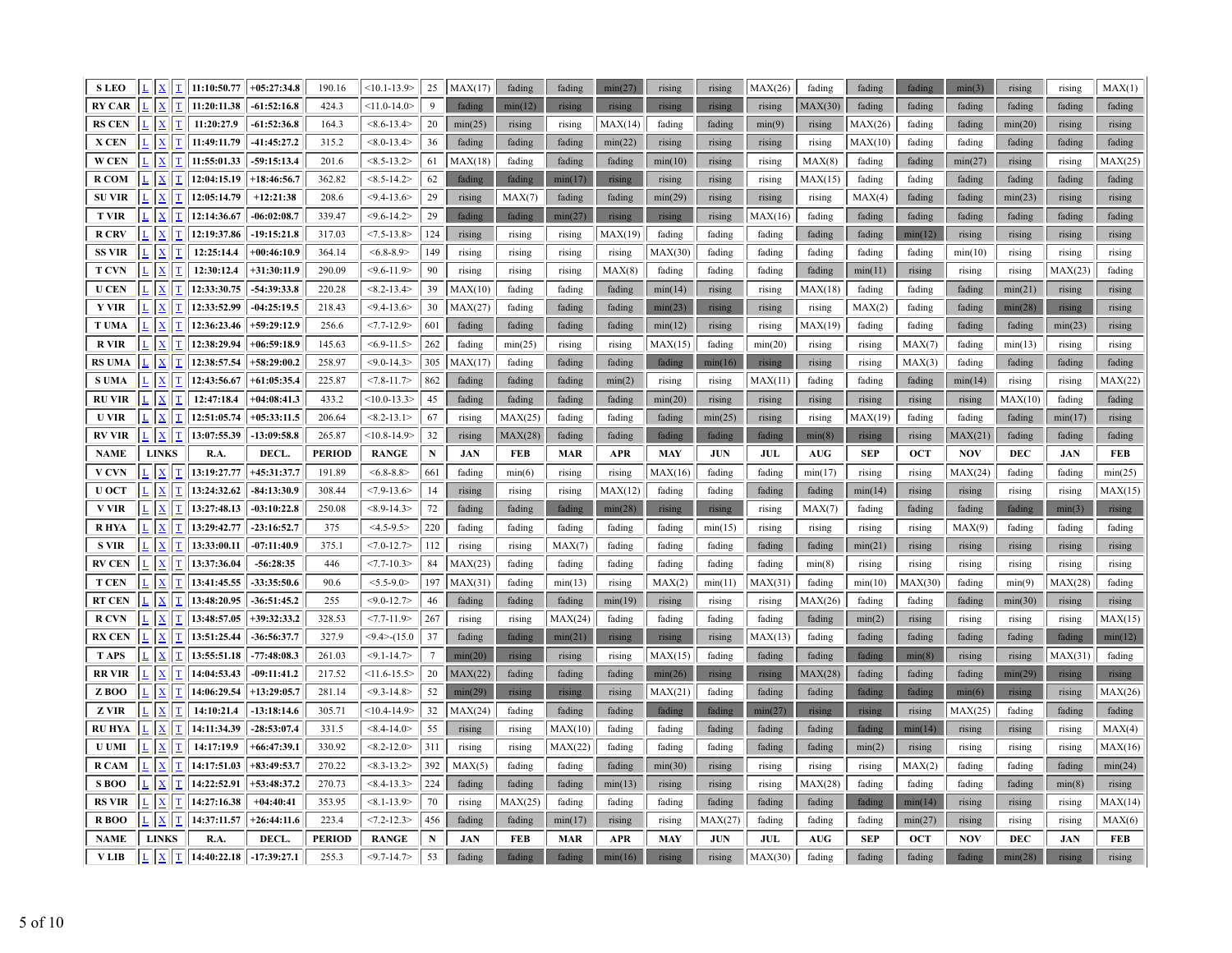| S LEO | L | X | T | 11:10:50.77 | +05:27:34.8 | 190.16 | <10.1-13.9> | 25 | MAX(17) | fading | fading | min(27) | rising | rising | MAX(26) | fading | fading | fading | min(3) | rising | rising | MAX(1) |
|---|---|---|---|---|---|---|---|---|---|---|---|---|---|---|---|---|---|---|---|---|---|---|
| RY CAR | L | X | T | 11:20:11.38 | -61:52:16.8 | 424.3 | <11.0-14.0> | 9 | fading | min(12) | rising | rising | rising | rising | rising | MAX(30) | fading | fading | fading | fading | fading | fading |
| RS CEN | L | X | T | 11:20:27.9 | -61:52:36.8 | 164.3 | <8.6-13.4> | 20 | min(25) | rising | rising | MAX(14) | fading | fading | min(9) | rising | MAX(26) | fading | fading | min(20) | rising | rising |
| X CEN | L | X | T | 11:49:11.79 | -41:45:27.2 | 315.2 | <8.0-13.4> | 36 | fading | fading | fading | min(22) | rising | rising | rising | rising | MAX(10) | fading | fading | fading | fading | fading |
| W CEN | L | X | T | 11:55:01.33 | -59:15:13.4 | 201.6 | <8.5-13.2> | 61 | MAX(18) | fading | fading | fading | min(10) | rising | rising | MAX(8) | fading | fading | min(27) | rising | rising | MAX(25) |
| R COM | L | X | T | 12:04:15.19 | +18:46:56.7 | 362.82 | <8.5-14.2> | 62 | fading | fading | min(17) | rising | rising | rising | rising | MAX(15) | fading | fading | fading | fading | fading | fading |
| SU VIR | L | X | T | 12:05:14.79 | +12:21:38 | 208.6 | <9.4-13.6> | 29 | rising | MAX(7) | fading | fading | min(29) | rising | rising | rising | MAX(4) | fading | fading | min(23) | rising | rising |
| T VIR | L | X | T | 12:14:36.67 | -06:02:08.7 | 339.47 | <9.6-14.2> | 29 | fading | fading | min(27) | rising | rising | rising | MAX(16) | fading | fading | fading | fading | fading | fading | fading |
| R CRV | L | X | T | 12:19:37.86 | -19:15:21.8 | 317.03 | <7.5-13.8> | 124 | rising | rising | rising | MAX(19) | fading | fading | fading | fading | fading | min(12) | rising | rising | rising | rising |
| SS VIR | L | X | T | 12:25:14.4 | +00:46:10.9 | 364.14 | <6.8-8.9> | 149 | rising | rising | rising | rising | MAX(30) | fading | fading | fading | fading | fading | min(10) | rising | rising | rising |
| T CVN | L | X | T | 12:30:12.4 | +31:30:11.9 | 290.09 | <9.6-11.9> | 90 | rising | rising | rising | MAX(8) | fading | fading | fading | fading | min(11) | rising | rising | rising | MAX(23) | fading |
| U CEN | L | X | T | 12:33:30.75 | -54:39:33.8 | 220.28 | <8.2-13.4> | 39 | MAX(10) | fading | fading | fading | min(14) | rising | rising | MAX(18) | fading | fading | fading | min(21) | rising | rising |
| Y VIR | L | X | T | 12:33:52.99 | -04:25:19.5 | 218.43 | <9.4-13.6> | 30 | MAX(27) | fading | fading | fading | min(23) | rising | rising | rising | MAX(2) | fading | fading | min(28) | rising | rising |
| T UMA | L | X | T | 12:36:23.46 | +59:29:12.9 | 256.6 | <7.7-12.9> | 601 | fading | fading | fading | fading | min(12) | rising | rising | MAX(19) | fading | fading | fading | fading | min(23) | rising |
| R VIR | L | X | T | 12:38:29.94 | +06:59:18.9 | 145.63 | <6.9-11.5> | 262 | fading | min(25) | rising | rising | MAX(15) | fading | min(20) | rising | rising | MAX(7) | fading | min(13) | rising | rising |
| RS UMA | L | X | T | 12:38:57.54 | +58:29:00.2 | 258.97 | <9.0-14.3> | 305 | MAX(17) | fading | fading | fading | fading | min(16) | rising | rising | rising | MAX(3) | fading | fading | fading | fading |
| S UMA | L | X | T | 12:43:56.67 | +61:05:35.4 | 225.87 | <7.8-11.7> | 862 | fading | fading | fading | min(2) | rising | rising | MAX(11) | fading | fading | fading | min(14) | rising | rising | MAX(22) |
| RU VIR | L | X | T | 12:47:18.4 | +04:08:41.3 | 433.2 | <10.0-13.3> | 45 | fading | fading | fading | fading | min(20) | rising | rising | rising | rising | rising | rising | MAX(10) | fading | fading |
| U VIR | L | X | T | 12:51:05.74 | +05:33:11.5 | 206.64 | <8.2-13.1> | 67 | rising | MAX(25) | fading | fading | fading | min(25) | rising | rising | MAX(19) | fading | fading | fading | min(17) | rising |
| RV VIR | L | X | T | 13:07:55.39 | -13:09:58.8 | 265.87 | <10.8-14.9> | 32 | rising | MAX(28) | fading | fading | fading | fading | fading | min(8) | rising | rising | MAX(21) | fading | fading | fading |
| NAME | LINKS | | | R.A. | DECL. | PERIOD | RANGE | N | JAN | FEB | MAR | APR | MAY | JUN | JUL | AUG | SEP | OCT | NOV | DEC | JAN | FEB |
| V CVN | L | X | T | 13:19:27.77 | +45:31:37.7 | 191.89 | <6.8-8.8> | 661 | fading | min(6) | rising | rising | MAX(16) | fading | fading | min(17) | rising | rising | MAX(24) | fading | fading | min(25) |
| U OCT | L | X | T | 13:24:32.62 | -84:13:30.9 | 308.44 | <7.9-13.6> | 14 | rising | rising | rising | MAX(12) | fading | fading | fading | fading | min(14) | rising | rising | rising | rising | MAX(15) |
| V VIR | L | X | T | 13:27:48.13 | -03:10:22.8 | 250.08 | <8.9-14.3> | 72 | fading | fading | fading | min(28) | rising | rising | rising | MAX(7) | fading | fading | fading | fading | min(3) | rising |
| R HYA | L | X | T | 13:29:42.77 | -23:16:52.7 | 375 | <4.5-9.5> | 220 | fading | fading | fading | fading | fading | min(15) | rising | rising | rising | rising | MAX(9) | fading | fading | fading |
| S VIR | L | X | T | 13:33:00.11 | -07:11:40.9 | 375.1 | <7.0-12.7> | 112 | rising | rising | MAX(7) | fading | fading | fading | fading | fading | min(21) | rising | rising | rising | rising | rising |
| RV CEN | L | X | T | 13:37:36.04 | -56:28:35 | 446 | <7.7-10.3> | 84 | MAX(23) | fading | fading | fading | fading | fading | fading | min(8) | rising | rising | rising | rising | rising | rising |
| T CEN | L | X | T | 13:41:45.55 | -33:35:50.6 | 90.6 | <5.5-9.0> | 197 | MAX(31) | fading | min(13) | rising | MAX(2) | min(11) | MAX(31) | fading | min(10) | MAX(30) | fading | min(9) | MAX(28) | fading |
| RT CEN | L | X | T | 13:48:20.95 | -36:51:45.2 | 255 | <9.0-12.7> | 46 | fading | fading | fading | min(19) | rising | rising | rising | MAX(26) | fading | fading | fading | min(30) | rising | rising |
| R CVN | L | X | T | 13:48:57.05 | +39:32:33.2 | 328.53 | <7.7-11.9> | 267 | rising | rising | MAX(24) | fading | fading | fading | fading | fading | min(2) | rising | rising | rising | rising | MAX(15) |
| RX CEN | L | X | T | 13:51:25.44 | -36:56:37.7 | 327.9 | <9.4>-(15.0 | 37 | fading | fading | min(21) | rising | rising | rising | MAX(13) | fading | fading | fading | fading | fading | fading | min(12) |
| T APS | L | X | T | 13:55:51.18 | -77:48:08.3 | 261.03 | <9.1-14.7> | 7 | min(20) | rising | rising | rising | MAX(15) | fading | fading | fading | fading | min(8) | rising | rising | MAX(31) | fading |
| RR VIR | L | X | T | 14:04:53.43 | -09:11:41.2 | 217.52 | <11.6-15.5> | 20 | MAX(22) | fading | fading | fading | min(26) | rising | rising | MAX(28) | fading | fading | fading | min(29) | rising | rising |
| Z BOO | L | X | T | 14:06:29.54 | +13:29:05.7 | 281.14 | <9.3-14.8> | 52 | min(29) | rising | rising | rising | MAX(21) | fading | fading | fading | fading | fading | min(6) | rising | rising | MAX(26) |
| Z VIR | L | X | T | 14:10:21.4 | -13:18:14.6 | 305.71 | <10.4-14.9> | 32 | MAX(24) | fading | fading | fading | fading | fading | min(27) | rising | rising | rising | MAX(25) | fading | fading | fading |
| RU HYA | L | X | T | 14:11:34.39 | -28:53:07.4 | 331.5 | <8.4-14.0> | 55 | rising | rising | MAX(10) | fading | fading | fading | fading | fading | fading | min(14) | rising | rising | rising | MAX(4) |
| U UMI | L | X | T | 14:17:19.9 | +66:47:39.1 | 330.92 | <8.2-12.0> | 311 | rising | rising | MAX(22) | fading | fading | fading | fading | fading | min(2) | rising | rising | rising | rising | MAX(16) |
| R CAM | L | X | T | 14:17:51.03 | +83:49:53.7 | 270.22 | <8.3-13.2> | 392 | MAX(5) | fading | fading | fading | min(30) | rising | rising | rising | rising | MAX(2) | fading | fading | fading | min(24) |
| S BOO | L | X | T | 14:22:52.91 | +53:48:37.2 | 270.73 | <8.4-13.3> | 224 | fading | fading | fading | min(13) | rising | rising | rising | MAX(28) | fading | fading | fading | fading | min(8) | rising |
| RS VIR | L | X | T | 14:27:16.38 | +04:40:41 | 353.95 | <8.1-13.9> | 70 | rising | MAX(25) | fading | fading | fading | fading | fading | fading | fading | min(14) | rising | rising | rising | MAX(14) |
| R BOO | L | X | T | 14:37:11.57 | +26:44:11.6 | 223.4 | <7.2-12.3> | 456 | fading | fading | min(17) | rising | rising | MAX(27) | fading | fading | fading | min(27) | rising | rising | rising | MAX(6) |
| NAME | LINKS | | | R.A. | DECL. | PERIOD | RANGE | N | JAN | FEB | MAR | APR | MAY | JUN | JUL | AUG | SEP | OCT | NOV | DEC | JAN | FEB |
| V LIB | L | X | T | 14:40:22.18 | -17:39:27.1 | 255.3 | <9.7-14.7> | 53 | fading | fading | fading | min(16) | rising | rising | MAX(30) | fading | fading | fading | fading | min(28) | rising | rising |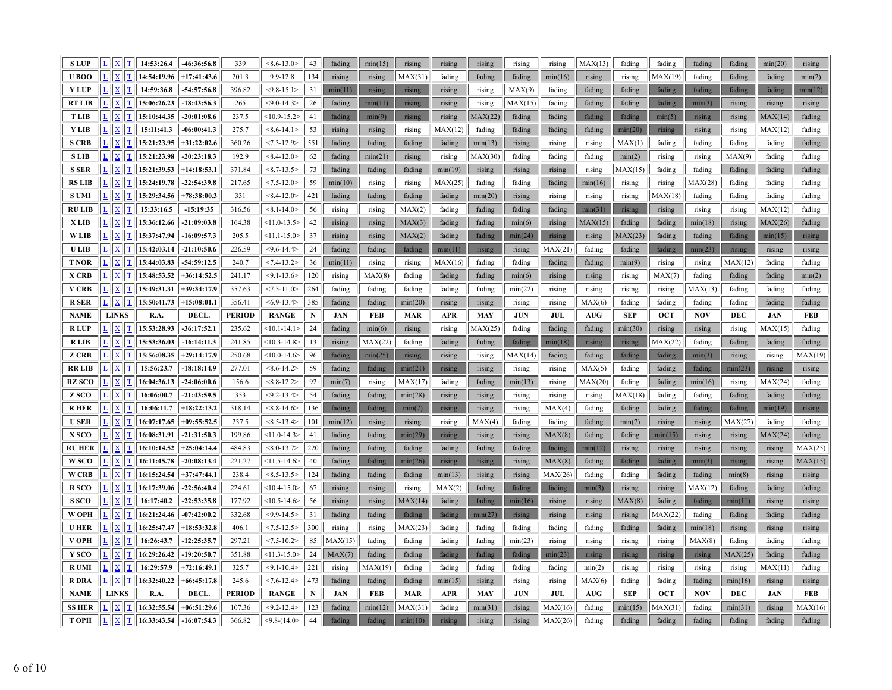| S LUP | L | X | T | 14:53:26.4 | -46:36:56.8 | 339 | <8.6-13.0> | 43 | fading | min(15) | rising | rising | rising | rising | rising | MAX(13) | fading | fading | fading | fading | min(20) | rising |
|---|---|---|---|---|---|---|---|---|---|---|---|---|---|---|---|---|---|---|---|---|---|---|
| U BOO | L | X | T | 14:54:19.96 | +17:41:43.6 | 201.3 | 9.9-12.8 | 134 | rising | rising | MAX(31) | fading | fading | fading | min(16) | rising | rising | MAX(19) | fading | fading | fading | min(2) |
| Y LUP | L | X | T | 14:59:36.8 | -54:57:56.8 | 396.82 | <9.8-15.1> | 31 | min(11) | rising | rising | rising | rising | MAX(9) | fading | fading | fading | fading | fading | fading | fading | min(12) |
| RT LIB | L | X | T | 15:06:26.23 | -18:43:56.3 | 265 | <9.0-14.3> | 26 | fading | min(11) | rising | rising | rising | MAX(15) | fading | fading | fading | fading | min(3) | rising | rising | rising |
| T LIB | L | X | T | 15:10:44.35 | -20:01:08.6 | 237.5 | <10.9-15.2> | 41 | fading | min(9) | rising | rising | MAX(22) | fading | fading | fading | fading | min(5) | rising | rising | MAX(14) | fading |
| Y LIB | L | X | T | 15:11:41.3 | -06:00:41.3 | 275.7 | <8.6-14.1> | 53 | rising | rising | rising | MAX(12) | fading | fading | fading | fading | min(20) | rising | rising | rising | MAX(12) | fading |
| S CRB | L | X | T | 15:21:23.95 | +31:22:02.6 | 360.26 | <7.3-12.9> | 551 | fading | fading | fading | fading | min(13) | rising | rising | rising | MAX(1) | fading | fading | fading | fading | fading |
| S LIB | L | X | T | 15:21:23.98 | -20:23:18.3 | 192.9 | <8.4-12.0> | 62 | fading | min(21) | rising | rising | MAX(30) | fading | fading | fading | min(2) | rising | rising | MAX(9) | fading | fading |
| S SER | L | X | T | 15:21:39.53 | +14:18:53.1 | 371.84 | <8.7-13.5> | 73 | fading | fading | fading | min(19) | rising | rising | rising | rising | MAX(15) | fading | fading | fading | fading | fading |
| RS LIB | L | X | T | 15:24:19.78 | -22:54:39.8 | 217.65 | <7.5-12.0> | 59 | min(10) | rising | rising | MAX(25) | fading | fading | fading | min(16) | rising | rising | MAX(28) | fading | fading | fading |
| S UMI | L | X | T | 15:29:34.56 | +78:38:00.3 | 331 | <8.4-12.0> | 421 | fading | fading | fading | fading | min(20) | rising | rising | rising | rising | MAX(18) | fading | fading | fading | fading |
| RU LIB | L | X | T | 15:33:16.5 | -15:19:35 | 316.56 | <8.1-14.0> | 56 | rising | rising | MAX(2) | fading | fading | fading | fading | min(31) | rising | rising | rising | rising | MAX(12) | fading |
| X LIB | L | X | T | 15:36:12.66 | -21:09:03.8 | 164.38 | <11.0-13.5> | 42 | rising | rising | MAX(3) | fading | fading | min(6) | rising | MAX(15) | fading | fading | min(18) | rising | MAX(26) | fading |
| W LIB | L | X | T | 15:37:47.94 | -16:09:57.3 | 205.5 | <11.1-15.0> | 37 | rising | rising | MAX(2) | fading | fading | min(24) | rising | rising | MAX(23) | fading | fading | fading | min(15) | rising |
| U LIB | L | X | T | 15:42:03.14 | -21:10:50.6 | 226.59 | <9.6-14.4> | 24 | fading | fading | fading | min(11) | rising | rising | MAX(21) | fading | fading | fading | min(23) | rising | rising | rising |
| T NOR | L | X | T | 15:44:03.83 | -54:59:12.5 | 240.7 | <7.4-13.2> | 36 | min(11) | rising | rising | MAX(16) | fading | fading | fading | fading | min(9) | rising | rising | MAX(12) | fading | fading |
| X CRB | L | X | T | 15:48:53.52 | +36:14:52.5 | 241.17 | <9.1-13.6> | 120 | rising | MAX(8) | fading | fading | fading | min(6) | rising | rising | rising | MAX(7) | fading | fading | fading | min(2) |
| V CRB | L | X | T | 15:49:31.31 | +39:34:17.9 | 357.63 | <7.5-11.0> | 264 | fading | fading | fading | fading | fading | min(22) | rising | rising | rising | rising | MAX(13) | fading | fading | fading |
| R SER | L | X | T | 15:50:41.73 | +15:08:01.1 | 356.41 | <6.9-13.4> | 385 | fading | fading | min(20) | rising | rising | rising | rising | MAX(6) | fading | fading | fading | fading | fading | fading |
| **NAME** | **LINKS** | | | **R.A.** | **DECL.** | **PERIOD** | **RANGE** | **N** | **JAN** | **FEB** | **MAR** | **APR** | **MAY** | **JUN** | **JUL** | **AUG** | **SEP** | **OCT** | **NOV** | **DEC** | **JAN** | **FEB** |
| R LUP | L | X | T | 15:53:28.93 | -36:17:52.1 | 235.62 | <10.1-14.1> | 24 | fading | min(6) | rising | rising | MAX(25) | fading | fading | fading | min(30) | rising | rising | rising | MAX(15) | fading |
| R LIB | L | X | T | 15:53:36.03 | -16:14:11.3 | 241.85 | <10.3-14.8> | 13 | rising | MAX(22) | fading | fading | fading | fading | min(18) | rising | rising | MAX(22) | fading | fading | fading | fading |
| Z CRB | L | X | T | 15:56:08.35 | +29:14:17.9 | 250.68 | <10.0-14.6> | 96 | fading | min(25) | rising | rising | rising | MAX(14) | fading | fading | fading | fading | min(3) | rising | rising | MAX(19) |
| RR LIB | L | X | T | 15:56:23.7 | -18:18:14.9 | 277.01 | <8.6-14.2> | 59 | fading | fading | min(21) | rising | rising | rising | rising | MAX(5) | fading | fading | fading | min(23) | rising | rising |
| RZ SCO | L | X | T | 16:04:36.13 | -24:06:00.6 | 156.6 | <8.8-12.2> | 92 | min(7) | rising | MAX(17) | fading | fading | min(13) | rising | MAX(20) | fading | fading | min(16) | rising | MAX(24) | fading |
| Z SCO | L | X | T | 16:06:00.7 | -21:43:59.5 | 353 | <9.2-13.4> | 54 | fading | fading | min(28) | rising | rising | rising | rising | rising | MAX(18) | fading | fading | fading | fading | fading |
| R HER | L | X | T | 16:06:11.7 | +18:22:13.2 | 318.14 | <8.8-14.6> | 136 | fading | fading | min(7) | rising | rising | rising | MAX(4) | fading | fading | fading | fading | fading | min(19) | rising |
| U SER | L | X | T | 16:07:17.65 | +09:55:52.5 | 237.5 | <8.5-13.4> | 101 | min(12) | rising | rising | rising | MAX(4) | fading | fading | fading | min(7) | rising | rising | MAX(27) | fading | fading |
| X SCO | L | X | T | 16:08:31.91 | -21:31:50.3 | 199.86 | <11.0-14.3> | 41 | fading | fading | min(29) | rising | rising | rising | MAX(8) | fading | fading | min(15) | rising | rising | MAX(24) | fading |
| RU HER | L | X | T | 16:10:14.52 | +25:04:14.4 | 484.83 | <8.0-13.7> | 220 | fading | fading | fading | fading | fading | fading | fading | min(12) | rising | rising | rising | rising | rising | MAX(25) |
| W SCO | L | X | T | 16:11:45.78 | -20:08:13.4 | 221.27 | <11.5-14.6> | 40 | fading | fading | min(26) | rising | rising | rising | MAX(8) | fading | fading | fading | min(3) | rising | rising | MAX(15) |
| W CRB | L | X | T | 16:15:24.54 | +37:47:44.1 | 238.4 | <8.5-13.5> | 124 | fading | fading | fading | min(13) | rising | rising | MAX(26) | fading | fading | fading | fading | min(8) | rising | rising |
| R SCO | L | X | T | 16:17:39.06 | -22:56:40.4 | 224.61 | <10.4-15.0> | 67 | rising | rising | rising | MAX(2) | fading | fading | fading | min(3) | rising | rising | MAX(12) | fading | fading | fading |
| S SCO | L | X | T | 16:17:40.2 | -22:53:35.8 | 177.92 | <10.5-14.6> | 56 | rising | rising | MAX(14) | fading | fading | min(16) | rising | rising | MAX(8) | fading | fading | min(11) | rising | rising |
| W OPH | L | X | T | 16:21:24.46 | -07:42:00.2 | 332.68 | <9.9-14.5> | 31 | fading | fading | fading | fading | min(27) | rising | rising | rising | rising | MAX(22) | fading | fading | fading | fading |
| U HER | L | X | T | 16:25:47.47 | +18:53:32.8 | 406.1 | <7.5-12.5> | 300 | rising | rising | MAX(23) | fading | fading | fading | fading | fading | fading | fading | min(18) | rising | rising | rising |
| V OPH | L | X | T | 16:26:43.7 | -12:25:35.7 | 297.21 | <7.5-10.2> | 85 | MAX(15) | fading | fading | fading | fading | min(23) | rising | rising | rising | rising | MAX(8) | fading | fading | fading |
| Y SCO | L | X | T | 16:29:26.42 | -19:20:50.7 | 351.88 | <11.3-15.0> | 24 | MAX(7) | fading | fading | fading | fading | fading | min(23) | rising | rising | rising | rising | MAX(25) | fading | fading |
| R UMI | L | X | T | 16:29:57.9 | +72:16:49.1 | 325.7 | <9.1-10.4> | 221 | rising | MAX(19) | fading | fading | fading | fading | fading | min(2) | rising | rising | rising | rising | MAX(11) | fading |
| R DRA | L | X | T | 16:32:40.22 | +66:45:17.8 | 245.6 | <7.6-12.4> | 473 | fading | fading | fading | min(15) | rising | rising | rising | MAX(6) | fading | fading | fading | min(16) | rising | rising |
| **NAME** | **LINKS** | | | **R.A.** | **DECL.** | **PERIOD** | **RANGE** | **N** | **JAN** | **FEB** | **MAR** | **APR** | **MAY** | **JUN** | **JUL** | **AUG** | **SEP** | **OCT** | **NOV** | **DEC** | **JAN** | **FEB** |
| SS HER | L | X | T | 16:32:55.54 | +06:51:29.6 | 107.36 | <9.2-12.4> | 123 | fading | min(12) | MAX(31) | fading | min(31) | rising | MAX(16) | fading | min(15) | MAX(31) | fading | min(31) | rising | MAX(16) |
| T OPH | L | X | T | 16:33:43.54 | -16:07:54.3 | 366.82 | <9.8-(14.0> | 44 | fading | fading | min(10) | rising | rising | rising | MAX(26) | fading | fading | fading | fading | fading | fading | fading |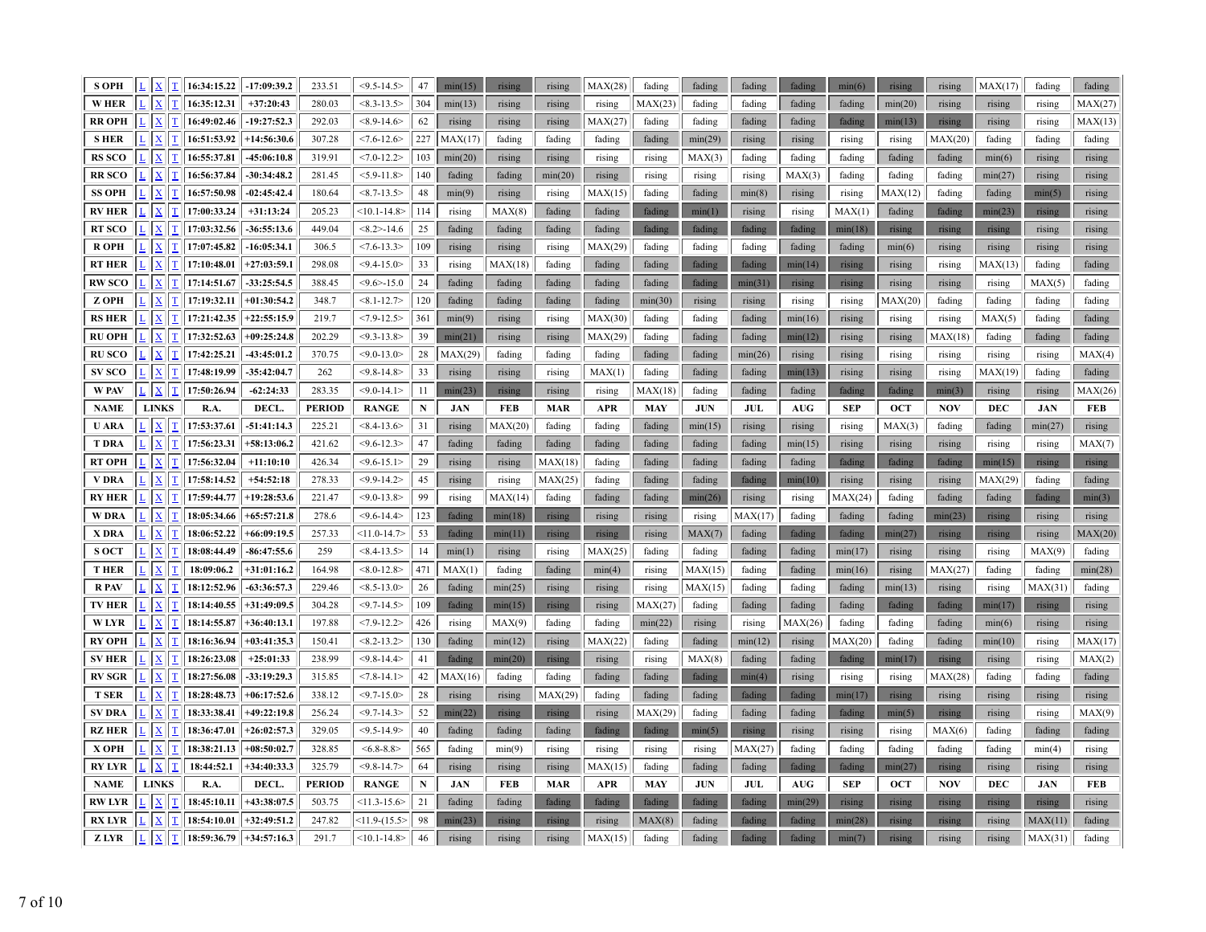| NAME | LINKS | | | R.A. | DECL. | PERIOD | RANGE | N | JAN | FEB | MAR | APR | MAY | JUN | JUL | AUG | SEP | OCT | NOV | DEC | JAN | FEB |
|---|---|---|---|---|---|---|---|---|---|---|---|---|---|---|---|---|---|---|---|---|---|---|
| **S OPH** | L | X | T | 16:34:15.22 | -17:09:39.2 | 233.51 | <9.5-14.5> | 47 | min(15) | rising | rising | MAX(28) | fading | fading | fading | fading | min(6) | rising | rising | MAX(17) | fading | fading |
| **W HER** | L | X | T | 16:35:12.31 | +37:20:43 | 280.03 | <8.3-13.5> | 304 | min(13) | rising | rising | rising | MAX(23) | fading | fading | fading | fading | min(20) | rising | rising | rising | MAX(27) |
| **RR OPH** | L | X | T | 16:49:02.46 | -19:27:52.3 | 292.03 | <8.9-14.6> | 62 | rising | rising | rising | MAX(27) | fading | fading | fading | fading | fading | min(13) | rising | rising | rising | MAX(13) |
| **S HER** | L | X | T | 16:51:53.92 | +14:56:30.6 | 307.28 | <7.6-12.6> | 227 | MAX(17) | fading | fading | fading | fading | min(29) | rising | rising | rising | rising | MAX(20) | fading | fading | fading |
| **RS SCO** | L | X | T | 16:55:37.81 | -45:06:10.8 | 319.91 | <7.0-12.2> | 103 | min(20) | rising | rising | rising | rising | MAX(3) | fading | fading | fading | fading | fading | min(6) | rising | rising |
| **RR SCO** | L | X | T | 16:56:37.84 | -30:34:48.2 | 281.45 | <5.9-11.8> | 140 | fading | fading | min(20) | rising | rising | rising | rising | MAX(3) | fading | fading | fading | min(27) | rising | rising |
| **SS OPH** | L | X | T | 16:57:50.98 | -02:45:42.4 | 180.64 | <8.7-13.5> | 48 | min(9) | rising | rising | MAX(15) | fading | fading | min(8) | rising | rising | MAX(12) | fading | fading | min(5) | rising |
| **RV HER** | L | X | T | 17:00:33.24 | +31:13:24 | 205.23 | <10.1-14.8> | 114 | rising | MAX(8) | fading | fading | fading | min(1) | rising | rising | MAX(1) | fading | fading | min(23) | rising | rising |
| **RT SCO** | L | X | T | 17:03:32.56 | -36:55:13.6 | 449.04 | <8.2>-14.6 | 25 | fading | fading | fading | fading | fading | fading | fading | fading | min(18) | rising | rising | rising | rising | rising |
| **R OPH** | L | X | T | 17:07:45.82 | -16:05:34.1 | 306.5 | <7.6-13.3> | 109 | rising | rising | rising | MAX(29) | fading | fading | fading | fading | fading | min(6) | rising | rising | rising | rising |
| **RT HER** | L | X | T | 17:10:48.01 | +27:03:59.1 | 298.08 | <9.4-15.0> | 33 | rising | MAX(18) | fading | fading | fading | fading | fading | min(14) | rising | rising | rising | MAX(13) | fading | fading |
| **RW SCO** | L | X | T | 17:14:51.67 | -33:25:54.5 | 388.45 | <9.6>-15.0 | 24 | fading | fading | fading | fading | fading | fading | min(31) | rising | rising | rising | rising | rising | MAX(5) | fading |
| **Z OPH** | L | X | T | 17:19:32.11 | +01:30:54.2 | 348.7 | <8.1-12.7> | 120 | fading | fading | fading | fading | min(30) | rising | rising | rising | rising | MAX(20) | fading | fading | fading | fading |
| **RS HER** | L | X | T | 17:21:42.35 | +22:55:15.9 | 219.7 | <7.9-12.5> | 361 | min(9) | rising | rising | MAX(30) | fading | fading | fading | min(16) | rising | rising | rising | rising | MAX(5) | fading |
| **RU OPH** | L | X | T | 17:32:52.63 | +09:25:24.8 | 202.29 | <9.3-13.8> | 39 | min(21) | rising | rising | MAX(29) | fading | fading | fading | min(12) | rising | rising | MAX(18) | fading | fading | fading |
| **RU SCO** | L | X | T | 17:42:25.21 | -43:45:01.2 | 370.75 | <9.0-13.0> | 28 | MAX(29) | fading | fading | fading | fading | fading | min(26) | rising | rising | rising | rising | rising | rising | MAX(4) |
| **SV SCO** | L | X | T | 17:48:19.99 | -35:42:04.7 | 262 | <9.8-14.8> | 33 | rising | rising | rising | MAX(1) | fading | fading | fading | min(13) | rising | rising | rising | MAX(19) | fading | fading |
| **W PAV** | L | X | T | 17:50:26.94 | -62:24:33 | 283.35 | <9.0-14.1> | 11 | min(23) | rising | rising | rising | MAX(18) | fading | fading | fading | fading | fading | min(3) | rising | rising | MAX(26) |
| **NAME** | **LINKS** | | | **R.A.** | **DECL.** | **PERIOD** | **RANGE** | **N** | **JAN** | **FEB** | **MAR** | **APR** | **MAY** | **JUN** | **JUL** | **AUG** | **SEP** | **OCT** | **NOV** | **DEC** | **JAN** | **FEB** |
| **U ARA** | L | X | T | 17:53:37.61 | -51:41:14.3 | 225.21 | <8.4-13.6> | 31 | rising | MAX(20) | fading | fading | fading | min(15) | rising | rising | rising | MAX(3) | fading | fading | min(27) | rising |
| **T DRA** | L | X | T | 17:56:23.31 | +58:13:06.2 | 421.62 | <9.6-12.3> | 47 | fading | fading | fading | fading | fading | fading | fading | min(15) | rising | rising | rising | rising | rising | MAX(7) |
| **RT OPH** | L | X | T | 17:56:32.04 | +11:10:10 | 426.34 | <9.6-15.1> | 29 | rising | rising | MAX(18) | fading | fading | fading | fading | fading | fading | fading | fading | min(15) | rising | rising |
| **V DRA** | L | X | T | 17:58:14.52 | +54:52:18 | 278.33 | <9.9-14.2> | 45 | rising | rising | MAX(25) | fading | fading | fading | fading | min(10) | rising | rising | rising | MAX(29) | fading | fading |
| **RY HER** | L | X | T | 17:59:44.77 | +19:28:53.6 | 221.47 | <9.0-13.8> | 99 | rising | MAX(14) | fading | fading | fading | min(26) | rising | rising | MAX(24) | fading | fading | fading | fading | min(3) |
| **W DRA** | L | X | T | 18:05:34.66 | +65:57:21.8 | 278.6 | <9.6-14.4> | 123 | fading | min(18) | rising | rising | rising | rising | MAX(17) | fading | fading | fading | min(23) | rising | rising | rising |
| **X DRA** | L | X | T | 18:06:52.22 | +66:09:19.5 | 257.33 | <11.0-14.7> | 53 | fading | min(11) | rising | rising | rising | MAX(7) | fading | fading | fading | min(27) | rising | rising | rising | MAX(20) |
| **S OCT** | L | X | T | 18:08:44.49 | -86:47:55.6 | 259 | <8.4-13.5> | 14 | min(1) | rising | rising | MAX(25) | fading | fading | fading | fading | min(17) | rising | rising | rising | MAX(9) | fading |
| **T HER** | L | X | T | 18:09:06.2 | +31:01:16.2 | 164.98 | <8.0-12.8> | 471 | MAX(1) | fading | fading | min(4) | rising | MAX(15) | fading | fading | min(16) | rising | MAX(27) | fading | fading | min(28) |
| **R PAV** | L | X | T | 18:12:52.96 | -63:36:57.3 | 229.46 | <8.5-13.0> | 26 | fading | min(25) | rising | rising | rising | MAX(15) | fading | fading | fading | min(13) | rising | rising | MAX(31) | fading |
| **TV HER** | L | X | T | 18:14:40.55 | +31:49:09.5 | 304.28 | <9.7-14.5> | 109 | fading | min(15) | rising | rising | MAX(27) | fading | fading | fading | fading | fading | fading | min(17) | rising | rising |
| **W LYR** | L | X | T | 18:14:55.87 | +36:40:13.1 | 197.88 | <7.9-12.2> | 426 | rising | MAX(9) | fading | fading | min(22) | rising | rising | MAX(26) | fading | fading | fading | min(6) | rising | rising |
| **RY OPH** | L | X | T | 18:16:36.94 | +03:41:35.3 | 150.41 | <8.2-13.2> | 130 | fading | min(12) | rising | MAX(22) | fading | fading | min(12) | rising | MAX(20) | fading | fading | min(10) | rising | MAX(17) |
| **SV HER** | L | X | T | 18:26:23.08 | +25:01:33 | 238.99 | <9.8-14.4> | 41 | fading | min(20) | rising | rising | rising | MAX(8) | fading | fading | fading | min(17) | rising | rising | rising | MAX(2) |
| **RV SGR** | L | X | T | 18:27:56.08 | -33:19:29.3 | 315.85 | <7.8-14.1> | 42 | MAX(16) | fading | fading | fading | fading | fading | min(4) | rising | rising | rising | MAX(28) | fading | fading | fading |
| **T SER** | L | X | T | 18:28:48.73 | +06:17:52.6 | 338.12 | <9.7-15.0> | 28 | rising | rising | MAX(29) | fading | fading | fading | fading | fading | min(17) | rising | rising | rising | rising | rising |
| **SV DRA** | L | X | T | 18:33:38.41 | +49:22:19.8 | 256.24 | <9.7-14.3> | 52 | min(22) | rising | rising | rising | MAX(29) | fading | fading | fading | fading | min(5) | rising | rising | rising | MAX(9) |
| **RZ HER** | L | X | T | 18:36:47.01 | +26:02:57.3 | 329.05 | <9.5-14.9> | 40 | fading | fading | fading | fading | fading | min(5) | rising | rising | rising | rising | MAX(6) | fading | fading | fading |
| **X OPH** | L | X | T | 18:38:21.13 | +08:50:02.7 | 328.85 | <6.8-8.8> | 565 | fading | min(9) | rising | rising | rising | rising | MAX(27) | fading | fading | fading | fading | fading | min(4) | rising |
| **RY LYR** | L | X | T | 18:44:52.1 | +34:40:33.3 | 325.79 | <9.8-14.7> | 64 | rising | rising | rising | MAX(15) | fading | fading | fading | fading | fading | min(27) | rising | rising | rising | rising |
| **NAME** | **LINKS** | | | **R.A.** | **DECL.** | **PERIOD** | **RANGE** | **N** | **JAN** | **FEB** | **MAR** | **APR** | **MAY** | **JUN** | **JUL** | **AUG** | **SEP** | **OCT** | **NOV** | **DEC** | **JAN** | **FEB** |
| **RW LYR** | L | X | T | 18:45:10.11 | +43:38:07.5 | 503.75 | <11.3-15.6> | 21 | fading | fading | fading | fading | fading | fading | fading | min(29) | rising | rising | rising | rising | rising | rising |
| **RX LYR** | L | X | T | 18:54:10.01 | +32:49:51.2 | 247.82 | <11.9-(15.5> | 98 | min(23) | rising | rising | rising | MAX(8) | fading | fading | fading | min(28) | rising | rising | rising | MAX(11) | fading |
| **Z LYR** | L | X | T | 18:59:36.79 | +34:57:16.3 | 291.7 | <10.1-14.8> | 46 | rising | rising | rising | MAX(15) | fading | fading | fading | fading | min(7) | rising | rising | rising | MAX(31) | fading |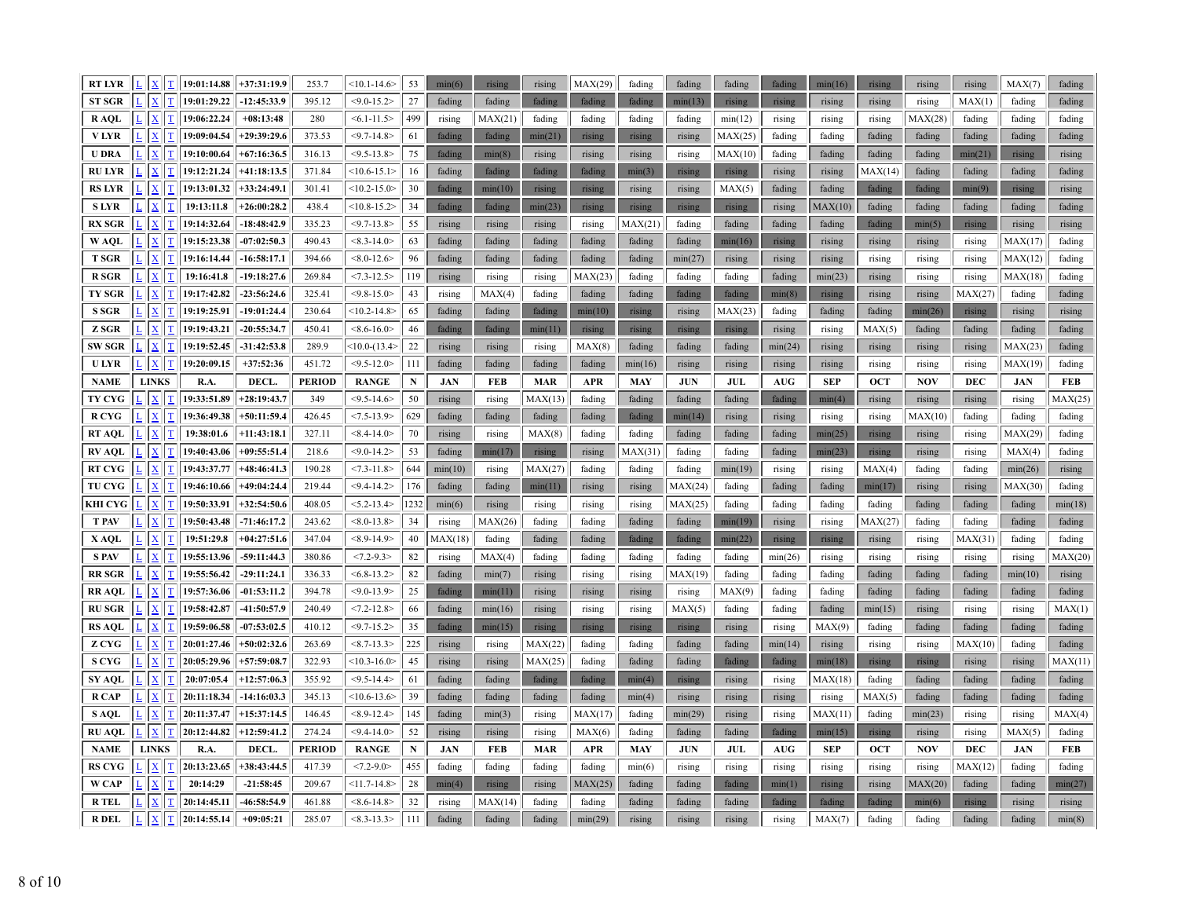| RT LYR | L | X | T | 19:01:14.88 | +37:31:19.9 | 253.7 | <10.1-14.6> | 53 | min(6) | rising | rising | MAX(29) | fading | fading | fading | fading | min(16) | rising | rising | rising | MAX(7) | fading |
|---|---|---|---|---|---|---|---|---|---|---|---|---|---|---|---|---|---|---|---|---|---|---|
| ST SGR | L | X | T | 19:01:29.22 | -12:45:33.9 | 395.12 | <9.0-15.2> | 27 | fading | fading | fading | fading | fading | min(13) | rising | rising | rising | rising | rising | MAX(1) | fading | fading |
| R AQL | L | X | T | 19:06:22.24 | +08:13:48 | 280 | <6.1-11.5> | 499 | rising | MAX(21) | fading | fading | fading | fading | min(12) | rising | rising | rising | MAX(28) | fading | fading | fading |
| V LYR | L | X | T | 19:09:04.54 | +29:39:29.6 | 373.53 | <9.7-14.8> | 61 | fading | fading | min(21) | rising | rising | rising | MAX(25) | fading | fading | fading | fading | fading | fading | fading |
| U DRA | L | X | T | 19:10:00.64 | +67:16:36.5 | 316.13 | <9.5-13.8> | 75 | fading | min(8) | rising | rising | rising | rising | MAX(10) | fading | fading | fading | fading | min(21) | rising | rising |
| RU LYR | L | X | T | 19:12:21.24 | +41:18:13.5 | 371.84 | <10.6-15.1> | 16 | fading | fading | fading | fading | min(3) | rising | rising | rising | rising | MAX(14) | fading | fading | fading | fading |
| RS LYR | L | X | T | 19:13:01.32 | +33:24:49.1 | 301.41 | <10.2-15.0> | 30 | fading | min(10) | rising | rising | rising | rising | MAX(5) | fading | fading | fading | fading | min(9) | rising | rising |
| S LYR | L | X | T | 19:13:11.8 | +26:00:28.2 | 438.4 | <10.8-15.2> | 34 | fading | fading | min(23) | rising | rising | rising | rising | rising | MAX(10) | fading | fading | fading | fading | fading |
| RX SGR | L | X | T | 19:14:32.64 | -18:48:42.9 | 335.23 | <9.7-13.8> | 55 | rising | rising | rising | rising | MAX(21) | fading | fading | fading | fading | fading | min(5) | rising | rising | rising |
| W AQL | L | X | T | 19:15:23.38 | -07:02:50.3 | 490.43 | <8.3-14.0> | 63 | fading | fading | fading | fading | fading | fading | min(16) | rising | rising | rising | rising | rising | MAX(17) | fading |
| T SGR | L | X | T | 19:16:14.44 | -16:58:17.1 | 394.66 | <8.0-12.6> | 96 | fading | fading | fading | fading | fading | min(27) | rising | rising | rising | rising | rising | rising | MAX(12) | fading |
| R SGR | L | X | T | 19:16:41.8 | -19:18:27.6 | 269.84 | <7.3-12.5> | 119 | rising | rising | rising | MAX(23) | fading | fading | fading | fading | min(23) | rising | rising | rising | MAX(18) | fading |
| TY SGR | L | X | T | 19:17:42.82 | -23:56:24.6 | 325.41 | <9.8-15.0> | 43 | rising | MAX(4) | fading | fading | fading | fading | fading | min(8) | rising | rising | rising | MAX(27) | fading | fading |
| S SGR | L | X | T | 19:19:25.91 | -19:01:24.4 | 230.64 | <10.2-14.8> | 65 | fading | fading | fading | min(10) | rising | rising | MAX(23) | fading | fading | fading | min(26) | rising | rising | rising |
| Z SGR | L | X | T | 19:19:43.21 | -20:55:34.7 | 450.41 | <8.6-16.0> | 46 | fading | fading | min(11) | rising | rising | rising | rising | rising | rising | MAX(5) | fading | fading | fading | fading |
| SW SGR | L | X | T | 19:19:52.45 | -31:42:53.8 | 289.9 | <10.0-(13.4> | 22 | rising | rising | rising | MAX(8) | fading | fading | fading | min(24) | rising | rising | rising | rising | MAX(23) | fading |
| U LYR | L | X | T | 19:20:09.15 | +37:52:36 | 451.72 | <9.5-12.0> | 111 | fading | fading | fading | fading | min(16) | rising | rising | rising | rising | rising | rising | rising | MAX(19) | fading |
| **NAME** | **LINKS** | | | **R.A.** | **DECL.** | **PERIOD** | **RANGE** | **N** | **JAN** | **FEB** | **MAR** | **APR** | **MAY** | **JUN** | **JUL** | **AUG** | **SEP** | **OCT** | **NOV** | **DEC** | **JAN** | **FEB** |
| TY CYG | L | X | T | 19:33:51.89 | +28:19:43.7 | 349 | <9.5-14.6> | 50 | rising | rising | MAX(13) | fading | fading | fading | fading | fading | min(4) | rising | rising | rising | rising | MAX(25) |
| R CYG | L | X | T | 19:36:49.38 | +50:11:59.4 | 426.45 | <7.5-13.9> | 629 | fading | fading | fading | fading | fading | min(14) | rising | rising | rising | rising | MAX(10) | fading | fading | fading |
| RT AQL | L | X | T | 19:38:01.6 | +11:43:18.1 | 327.11 | <8.4-14.0> | 70 | rising | rising | MAX(8) | fading | fading | fading | fading | fading | min(25) | rising | rising | rising | MAX(29) | fading |
| RV AQL | L | X | T | 19:40:43.06 | +09:55:51.4 | 218.6 | <9.0-14.2> | 53 | fading | min(17) | rising | rising | MAX(31) | fading | fading | fading | min(23) | rising | rising | rising | MAX(4) | fading |
| RT CYG | L | X | T | 19:43:37.77 | +48:46:41.3 | 190.28 | <7.3-11.8> | 644 | min(10) | rising | MAX(27) | fading | fading | fading | min(19) | rising | rising | MAX(4) | fading | fading | min(26) | rising |
| TU CYG | L | X | T | 19:46:10.66 | +49:04:24.4 | 219.44 | <9.4-14.2> | 176 | fading | fading | min(11) | rising | rising | MAX(24) | fading | fading | fading | min(17) | rising | rising | MAX(30) | fading |
| KHI CYG | L | X | T | 19:50:33.91 | +32:54:50.6 | 408.05 | <5.2-13.4> | 1232 | min(6) | rising | rising | rising | rising | MAX(25) | fading | fading | fading | fading | fading | fading | fading | min(18) |
| T PAV | L | X | T | 19:50:43.48 | -71:46:17.2 | 243.62 | <8.0-13.8> | 34 | rising | MAX(26) | fading | fading | fading | fading | min(19) | rising | rising | MAX(27) | fading | fading | fading | fading |
| X AQL | L | X | T | 19:51:29.8 | +04:27:51.6 | 347.04 | <8.9-14.9> | 40 | MAX(18) | fading | fading | fading | fading | fading | min(22) | rising | rising | rising | rising | MAX(31) | fading | fading |
| S PAV | L | X | T | 19:55:13.96 | -59:11:44.3 | 380.86 | <7.2-9.3> | 82 | rising | MAX(4) | fading | fading | fading | fading | fading | min(26) | rising | rising | rising | rising | rising | MAX(20) |
| RR SGR | L | X | T | 19:55:56.42 | -29:11:24.1 | 336.33 | <6.8-13.2> | 82 | fading | min(7) | rising | rising | rising | MAX(19) | fading | fading | fading | fading | fading | fading | min(10) | rising |
| RR AQL | L | X | T | 19:57:36.06 | -01:53:11.2 | 394.78 | <9.0-13.9> | 25 | fading | min(11) | rising | rising | rising | rising | MAX(9) | fading | fading | fading | fading | fading | fading | fading |
| RU SGR | L | X | T | 19:58:42.87 | -41:50:57.9 | 240.49 | <7.2-12.8> | 66 | fading | min(16) | rising | rising | rising | MAX(5) | fading | fading | fading | min(15) | rising | rising | rising | MAX(1) |
| RS AQL | L | X | T | 19:59:06.58 | -07:53:02.5 | 410.12 | <9.7-15.2> | 35 | fading | min(15) | rising | rising | rising | rising | rising | rising | MAX(9) | fading | fading | fading | fading | fading |
| Z CYG | L | X | T | 20:01:27.46 | +50:02:32.6 | 263.69 | <8.7-13.3> | 225 | rising | rising | MAX(22) | fading | fading | fading | fading | min(14) | rising | rising | rising | MAX(10) | fading | fading |
| S CYG | L | X | T | 20:05:29.96 | +57:59:08.7 | 322.93 | <10.3-16.0> | 45 | rising | rising | MAX(25) | fading | fading | fading | fading | fading | min(18) | rising | rising | rising | rising | MAX(11) |
| SY AQL | L | X | T | 20:07:05.4 | +12:57:06.3 | 355.92 | <9.5-14.4> | 61 | fading | fading | fading | fading | min(4) | rising | rising | rising | MAX(18) | fading | fading | fading | fading | fading |
| R CAP | L | X | T | 20:11:18.34 | -14:16:03.3 | 345.13 | <10.6-13.6> | 39 | fading | fading | fading | fading | min(4) | rising | rising | rising | rising | MAX(5) | fading | fading | fading | fading |
| S AQL | L | X | T | 20:11:37.47 | +15:37:14.5 | 146.45 | <8.9-12.4> | 145 | fading | min(3) | rising | MAX(17) | fading | min(29) | rising | rising | MAX(11) | fading | min(23) | rising | rising | MAX(4) |
| RU AQL | L | X | T | 20:12:44.82 | +12:59:41.2 | 274.24 | <9.4-14.0> | 52 | rising | rising | rising | MAX(6) | fading | fading | fading | fading | min(15) | rising | rising | rising | MAX(5) | fading |
| **NAME** | **LINKS** | | | **R.A.** | **DECL.** | **PERIOD** | **RANGE** | **N** | **JAN** | **FEB** | **MAR** | **APR** | **MAY** | **JUN** | **JUL** | **AUG** | **SEP** | **OCT** | **NOV** | **DEC** | **JAN** | **FEB** |
| RS CYG | L | X | T | 20:13:23.65 | +38:43:44.5 | 417.39 | <7.2-9.0> | 455 | fading | fading | fading | fading | min(6) | rising | rising | rising | rising | rising | rising | MAX(12) | fading | fading |
| W CAP | L | X | T | 20:14:29 | -21:58:45 | 209.67 | <11.7-14.8> | 28 | min(4) | rising | rising | MAX(25) | fading | fading | fading | min(1) | rising | rising | MAX(20) | fading | fading | min(27) |
| R TEL | L | X | T | 20:14:45.11 | -46:58:54.9 | 461.88 | <8.6-14.8> | 32 | rising | MAX(14) | fading | fading | fading | fading | fading | fading | fading | fading | min(6) | rising | rising | rising |
| R DEL | L | X | T | 20:14:55.14 | +09:05:21 | 285.07 | <8.3-13.3> | 111 | fading | fading | fading | min(29) | rising | rising | rising | rising | MAX(7) | fading | fading | fading | fading | min(8) |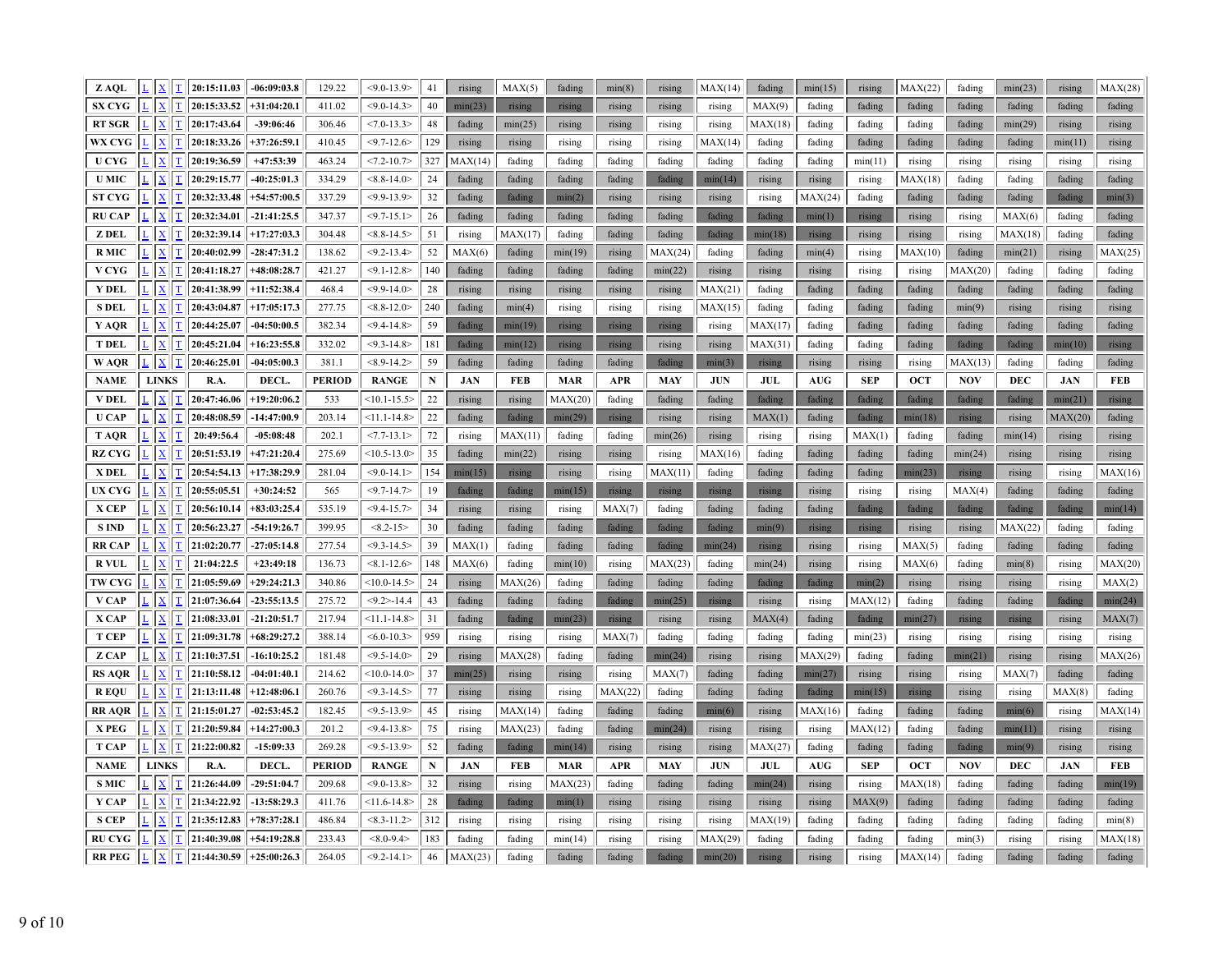| Z AQL | L | X | T | 20:15:11.03 | -06:09:03.8 | 129.22 | <9.0-13.9> | 41 | rising | MAX(5) | fading | min(8) | rising | MAX(14) | fading | min(15) | rising | MAX(22) | fading | min(23) | rising | MAX(28) |
|---|---|---|---|---|---|---|---|---|---|---|---|---|---|---|---|---|---|---|---|---|---|---|
| SX CYG | L | X | T | 20:15:33.52 | +31:04:20.1 | 411.02 | <9.0-14.3> | 40 | min(23) | rising | rising | rising | rising | rising | MAX(9) | fading | fading | fading | fading | fading | fading | fading |
| RT SGR | L | X | T | 20:17:43.64 | -39:06:46 | 306.46 | <7.0-13.3> | 48 | fading | min(25) | rising | rising | rising | rising | MAX(18) | fading | fading | fading | fading | min(29) | rising | rising |
| WX CYG | L | X | T | 20:18:33.26 | +37:26:59.1 | 410.45 | <9.7-12.6> | 129 | rising | rising | rising | rising | rising | MAX(14) | fading | fading | fading | fading | fading | fading | min(11) | rising |
| U CYG | L | X | T | 20:19:36.59 | +47:53:39 | 463.24 | <7.2-10.7> | 327 | MAX(14) | fading | fading | fading | fading | fading | fading | fading | min(11) | rising | rising | rising | rising | rising |
| U MIC | L | X | T | 20:29:15.77 | -40:25:01.3 | 334.29 | <8.8-14.0> | 24 | fading | fading | fading | fading | fading | min(14) | rising | rising | rising | MAX(18) | fading | fading | fading | fading |
| ST CYG | L | X | T | 20:32:33.48 | +54:57:00.5 | 337.29 | <9.9-13.9> | 32 | fading | fading | min(2) | rising | rising | rising | rising | MAX(24) | fading | fading | fading | fading | fading | min(3) |
| RU CAP | L | X | T | 20:32:34.01 | -21:41:25.5 | 347.37 | <9.7-15.1> | 26 | fading | fading | fading | fading | fading | fading | fading | min(1) | rising | rising | rising | MAX(6) | fading | fading |
| Z DEL | L | X | T | 20:32:39.14 | +17:27:03.3 | 304.48 | <8.8-14.5> | 51 | rising | MAX(17) | fading | fading | fading | fading | min(18) | rising | rising | rising | rising | MAX(18) | fading | fading |
| R MIC | L | X | T | 20:40:02.99 | -28:47:31.2 | 138.62 | <9.2-13.4> | 52 | MAX(6) | fading | min(19) | rising | MAX(24) | fading | fading | min(4) | rising | MAX(10) | fading | min(21) | rising | MAX(25) |
| V CYG | L | X | T | 20:41:18.27 | +48:08:28.7 | 421.27 | <9.1-12.8> | 140 | fading | fading | fading | fading | min(22) | rising | rising | rising | rising | rising | MAX(20) | fading | fading | fading |
| Y DEL | L | X | T | 20:41:38.99 | +11:52:38.4 | 468.4 | <9.9-14.0> | 28 | rising | rising | rising | rising | rising | MAX(21) | fading | fading | fading | fading | fading | fading | fading | fading |
| S DEL | L | X | T | 20:43:04.87 | +17:05:17.3 | 277.75 | <8.8-12.0> | 240 | fading | min(4) | rising | rising | rising | MAX(15) | fading | fading | fading | fading | min(9) | rising | rising | rising |
| Y AQR | L | X | T | 20:44:25.07 | -04:50:00.5 | 382.34 | <9.4-14.8> | 59 | fading | min(19) | rising | rising | rising | rising | MAX(17) | fading | fading | fading | fading | fading | fading | fading |
| T DEL | L | X | T | 20:45:21.04 | +16:23:55.8 | 332.02 | <9.3-14.8> | 181 | fading | min(12) | rising | rising | rising | rising | MAX(31) | fading | fading | fading | fading | fading | min(10) | rising |
| W AQR | L | X | T | 20:46:25.01 | -04:05:00.3 | 381.1 | <8.9-14.2> | 59 | fading | fading | fading | fading | fading | min(3) | rising | rising | rising | rising | MAX(13) | fading | fading | fading |
| NAME | LINKS | | | R.A. | DECL. | PERIOD | RANGE | N | JAN | FEB | MAR | APR | MAY | JUN | JUL | AUG | SEP | OCT | NOV | DEC | JAN | FEB |
| V DEL | L | X | T | 20:47:46.06 | +19:20:06.2 | 533 | <10.1-15.5> | 22 | rising | rising | MAX(20) | fading | fading | fading | fading | fading | fading | fading | fading | fading | min(21) | rising |
| U CAP | L | X | T | 20:48:08.59 | -14:47:00.9 | 203.14 | <11.1-14.8> | 22 | fading | fading | min(29) | rising | rising | rising | MAX(1) | fading | fading | min(18) | rising | rising | MAX(20) | fading |
| T AQR | L | X | T | 20:49:56.4 | -05:08:48 | 202.1 | <7.7-13.1> | 72 | rising | MAX(11) | fading | fading | min(26) | rising | rising | rising | MAX(1) | fading | fading | min(14) | rising | rising |
| RZ CYG | L | X | T | 20:51:53.19 | +47:21:20.4 | 275.69 | <10.5-13.0> | 35 | fading | min(22) | rising | rising | rising | MAX(16) | fading | fading | fading | fading | min(24) | rising | rising | rising |
| X DEL | L | X | T | 20:54:54.13 | +17:38:29.9 | 281.04 | <9.0-14.1> | 154 | min(15) | rising | rising | rising | MAX(11) | fading | fading | fading | fading | min(23) | rising | rising | rising | MAX(16) |
| UX CYG | L | X | T | 20:55:05.51 | +30:24:52 | 565 | <9.7-14.7> | 19 | fading | fading | min(15) | rising | rising | rising | rising | rising | rising | rising | MAX(4) | fading | fading | fading |
| X CEP | L | X | T | 20:56:10.14 | +83:03:25.4 | 535.19 | <9.4-15.7> | 34 | rising | rising | rising | MAX(7) | fading | fading | fading | fading | fading | fading | fading | fading | fading | min(14) |
| S IND | L | X | T | 20:56:23.27 | -54:19:26.7 | 399.95 | <8.2-15> | 30 | fading | fading | fading | fading | fading | fading | min(9) | rising | rising | rising | rising | MAX(22) | fading | fading |
| RR CAP | L | X | T | 21:02:20.77 | -27:05:14.8 | 277.54 | <9.3-14.5> | 39 | MAX(1) | fading | fading | fading | fading | min(24) | rising | rising | rising | MAX(5) | fading | fading | fading | fading |
| R VUL | L | X | T | 21:04:22.5 | +23:49:18 | 136.73 | <8.1-12.6> | 148 | MAX(6) | fading | min(10) | rising | MAX(23) | fading | min(24) | rising | rising | MAX(6) | fading | min(8) | rising | MAX(20) |
| TW CYG | L | X | T | 21:05:59.69 | +29:24:21.3 | 340.86 | <10.0-14.5> | 24 | rising | MAX(26) | fading | fading | fading | fading | fading | fading | min(2) | rising | rising | rising | rising | MAX(2) |
| V CAP | L | X | T | 21:07:36.64 | -23:55:13.5 | 275.72 | <9.2>-14.4 | 43 | fading | fading | fading | fading | min(25) | rising | rising | rising | MAX(12) | fading | fading | fading | fading | min(24) |
| X CAP | L | X | T | 21:08:33.01 | -21:20:51.7 | 217.94 | <11.1-14.8> | 31 | fading | fading | min(23) | rising | rising | rising | MAX(4) | fading | fading | min(27) | rising | rising | rising | MAX(7) |
| T CEP | L | X | T | 21:09:31.78 | +68:29:27.2 | 388.14 | <6.0-10.3> | 959 | rising | rising | rising | MAX(7) | fading | fading | fading | fading | min(23) | rising | rising | rising | rising | rising |
| Z CAP | L | X | T | 21:10:37.51 | -16:10:25.2 | 181.48 | <9.5-14.0> | 29 | rising | MAX(28) | fading | fading | min(24) | rising | rising | MAX(29) | fading | fading | min(21) | rising | rising | MAX(26) |
| RS AQR | L | X | T | 21:10:58.12 | -04:01:40.1 | 214.62 | <10.0-14.0> | 37 | min(25) | rising | rising | rising | MAX(7) | fading | fading | min(27) | rising | rising | rising | MAX(7) | fading | fading |
| R EQU | L | X | T | 21:13:11.48 | +12:48:06.1 | 260.76 | <9.3-14.5> | 77 | rising | rising | rising | MAX(22) | fading | fading | fading | fading | min(15) | rising | rising | rising | MAX(8) | fading |
| RR AQR | L | X | T | 21:15:01.27 | -02:53:45.2 | 182.45 | <9.5-13.9> | 45 | rising | MAX(14) | fading | fading | fading | min(6) | rising | MAX(16) | fading | fading | fading | min(6) | rising | MAX(14) |
| X PEG | L | X | T | 21:20:59.84 | +14:27:00.3 | 201.2 | <9.4-13.8> | 75 | rising | MAX(23) | fading | fading | min(24) | rising | rising | rising | MAX(12) | fading | fading | min(11) | rising | rising |
| T CAP | L | X | T | 21:22:00.82 | -15:09:33 | 269.28 | <9.5-13.9> | 52 | fading | fading | min(14) | rising | rising | rising | MAX(27) | fading | fading | fading | fading | min(9) | rising | rising |
| NAME | LINKS | | | R.A. | DECL. | PERIOD | RANGE | N | JAN | FEB | MAR | APR | MAY | JUN | JUL | AUG | SEP | OCT | NOV | DEC | JAN | FEB |
| S MIC | L | X | T | 21:26:44.09 | -29:51:04.7 | 209.68 | <9.0-13.8> | 32 | rising | rising | MAX(23) | fading | fading | fading | min(24) | rising | rising | MAX(18) | fading | fading | fading | min(19) |
| Y CAP | L | X | T | 21:34:22.92 | -13:58:29.3 | 411.76 | <11.6-14.8> | 28 | fading | fading | min(1) | rising | rising | rising | rising | rising | MAX(9) | fading | fading | fading | fading | fading |
| S CEP | L | X | T | 21:35:12.83 | +78:37:28.1 | 486.84 | <8.3-11.2> | 312 | rising | rising | rising | rising | rising | rising | MAX(19) | fading | fading | fading | fading | fading | fading | min(8) |
| RU CYG | L | X | T | 21:40:39.08 | +54:19:28.8 | 233.43 | <8.0-9.4> | 183 | fading | fading | min(14) | rising | rising | MAX(29) | fading | fading | fading | fading | min(3) | rising | rising | MAX(18) |
| RR PEG | L | X | T | 21:44:30.59 | +25:00:26.3 | 264.05 | <9.2-14.1> | 46 | MAX(23) | fading | fading | fading | fading | min(20) | rising | rising | rising | MAX(14) | fading | fading | fading | fading |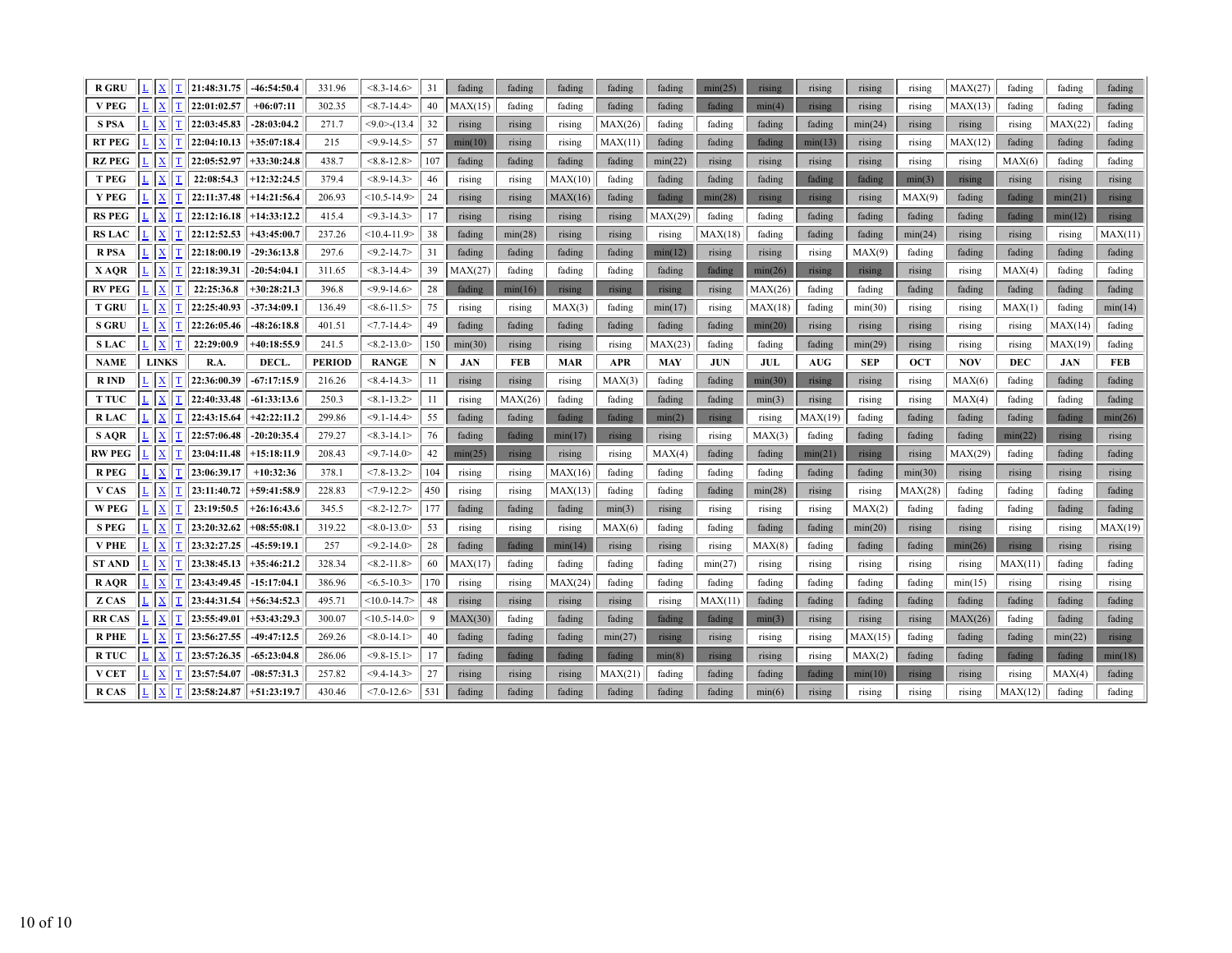| | | | | | | | | | | | | | | | | | | | | |
|---|---|---|---|---|---|---|---|---|---|---|---|---|---|---|---|---|---|---|---|---|
| **R GRU** | L X T | **21:48:31.75** | **-46:54:50.4** | 331.96 | <8.3-14.6> | 31 | fading | fading | fading | fading | fading | min(25) | rising | rising | rising | rising | MAX(27) | fading | fading | fading |
| **V PEG** | L X T | **22:01:02.57** | **+06:07:11** | 302.35 | <8.7-14.4> | 40 | MAX(15) | fading | fading | fading | fading | fading | min(4) | rising | rising | rising | MAX(13) | fading | fading | fading |
| **S PSA** | L X T | **22:03:45.83** | **-28:03:04.2** | 271.7 | <9.0>-(13.4 | 32 | rising | rising | rising | MAX(26) | fading | fading | fading | fading | min(24) | rising | rising | rising | MAX(22) | fading |
| **RT PEG** | L X T | **22:04:10.13** | **+35:07:18.4** | 215 | <9.9-14.5> | 57 | min(10) | rising | rising | MAX(11) | fading | fading | fading | min(13) | rising | rising | MAX(12) | fading | fading | fading |
| **RZ PEG** | L X T | **22:05:52.97** | **+33:30:24.8** | 438.7 | <8.8-12.8> | 107 | fading | fading | fading | fading | min(22) | rising | rising | rising | rising | rising | rising | MAX(6) | fading | fading |
| **T PEG** | L X T | **22:08:54.3** | **+12:32:24.5** | 379.4 | <8.9-14.3> | 46 | rising | rising | MAX(10) | fading | fading | fading | fading | fading | fading | min(3) | rising | rising | rising | rising |
| **Y PEG** | L X T | **22:11:37.48** | **+14:21:56.4** | 206.93 | <10.5-14.9> | 24 | rising | rising | MAX(16) | fading | fading | min(28) | rising | rising | rising | MAX(9) | fading | fading | min(21) | rising |
| **RS PEG** | L X T | **22:12:16.18** | **+14:33:12.2** | 415.4 | <9.3-14.3> | 17 | rising | rising | rising | rising | MAX(29) | fading | fading | fading | fading | fading | fading | fading | min(12) | rising |
| **RS LAC** | L X T | **22:12:52.53** | **+43:45:00.7** | 237.26 | <10.4-11.9> | 38 | fading | min(28) | rising | rising | rising | MAX(18) | fading | fading | fading | min(24) | rising | rising | rising | MAX(11) |
| **R PSA** | L X T | **22:18:00.19** | **-29:36:13.8** | 297.6 | <9.2-14.7> | 31 | fading | fading | fading | fading | min(12) | rising | rising | rising | MAX(9) | fading | fading | fading | fading | fading |
| **X AQR** | L X T | **22:18:39.31** | **-20:54:04.1** | 311.65 | <8.3-14.4> | 39 | MAX(27) | fading | fading | fading | fading | fading | min(26) | rising | rising | rising | rising | MAX(4) | fading | fading |
| **RV PEG** | L X T | **22:25:36.8** | **+30:28:21.3** | 396.8 | <9.9-14.6> | 28 | fading | min(16) | rising | rising | rising | rising | MAX(26) | fading | fading | fading | fading | fading | fading | fading |
| **T GRU** | L X T | **22:25:40.93** | **-37:34:09.1** | 136.49 | <8.6-11.5> | 75 | rising | rising | MAX(3) | fading | min(17) | rising | MAX(18) | fading | min(30) | rising | rising | MAX(1) | fading | min(14) |
| **S GRU** | L X T | **22:26:05.46** | **-48:26:18.8** | 401.51 | <7.7-14.4> | 49 | fading | fading | fading | fading | fading | fading | min(20) | rising | rising | rising | rising | rising | MAX(14) | fading |
| **S LAC** | L X T | **22:29:00.9** | **+40:18:55.9** | 241.5 | <8.2-13.0> | 150 | min(30) | rising | rising | rising | MAX(23) | fading | fading | fading | min(29) | rising | rising | rising | MAX(19) | fading |
| **NAME** | **LINKS** | **R.A.** | **DECL.** | **PERIOD** | **RANGE** | **N** | **JAN** | **FEB** | **MAR** | **APR** | **MAY** | **JUN** | **JUL** | **AUG** | **SEP** | **OCT** | **NOV** | **DEC** | **JAN** | **FEB** |
| **R IND** | L X T | **22:36:00.39** | **-67:17:15.9** | 216.26 | <8.4-14.3> | 11 | rising | rising | rising | MAX(3) | fading | fading | min(30) | rising | rising | rising | MAX(6) | fading | fading | fading |
| **T TUC** | L X T | **22:40:33.48** | **-61:33:13.6** | 250.3 | <8.1-13.2> | 11 | rising | MAX(26) | fading | fading | fading | fading | min(3) | rising | rising | rising | MAX(4) | fading | fading | fading |
| **R LAC** | L X T | **22:43:15.64** | **+42:22:11.2** | 299.86 | <9.1-14.4> | 55 | fading | fading | fading | fading | min(2) | rising | rising | MAX(19) | fading | fading | fading | fading | fading | min(26) |
| **S AQR** | L X T | **22:57:06.48** | **-20:20:35.4** | 279.27 | <8.3-14.1> | 76 | fading | fading | min(17) | rising | rising | rising | MAX(3) | fading | fading | fading | fading | min(22) | rising | rising |
| **RW PEG** | L X T | **23:04:11.48** | **+15:18:11.9** | 208.43 | <9.7-14.0> | 42 | min(25) | rising | rising | rising | MAX(4) | fading | fading | min(21) | rising | rising | MAX(29) | fading | fading | fading |
| **R PEG** | L X T | **23:06:39.17** | **+10:32:36** | 378.1 | <7.8-13.2> | 104 | rising | rising | MAX(16) | fading | fading | fading | fading | fading | fading | min(30) | rising | rising | rising | rising |
| **V CAS** | L X T | **23:11:40.72** | **+59:41:58.9** | 228.83 | <7.9-12.2> | 450 | rising | rising | MAX(13) | fading | fading | fading | min(28) | rising | rising | MAX(28) | fading | fading | fading | fading |
| **W PEG** | L X T | **23:19:50.5** | **+26:16:43.6** | 345.5 | <8.2-12.7> | 177 | fading | fading | fading | min(3) | rising | rising | rising | rising | MAX(2) | fading | fading | fading | fading | fading |
| **S PEG** | L X T | **23:20:32.62** | **+08:55:08.1** | 319.22 | <8.0-13.0> | 53 | rising | rising | rising | MAX(6) | fading | fading | fading | fading | min(20) | rising | rising | rising | rising | MAX(19) |
| **V PHE** | L X T | **23:32:27.25** | **-45:59:19.1** | 257 | <9.2-14.0> | 28 | fading | fading | min(14) | rising | rising | rising | MAX(8) | fading | fading | fading | min(26) | rising | rising | rising |
| **ST AND** | L X T | **23:38:45.13** | **+35:46:21.2** | 328.34 | <8.2-11.8> | 60 | MAX(17) | fading | fading | fading | fading | min(27) | rising | rising | rising | rising | rising | MAX(11) | fading | fading |
| **R AQR** | L X T | **23:43:49.45** | **-15:17:04.1** | 386.96 | <6.5-10.3> | 170 | rising | rising | MAX(24) | fading | fading | fading | fading | fading | fading | fading | min(15) | rising | rising | rising |
| **Z CAS** | L X T | **23:44:31.54** | **+56:34:52.3** | 495.71 | <10.0-14.7> | 48 | rising | rising | rising | rising | rising | MAX(11) | fading | fading | fading | fading | fading | fading | fading | fading |
| **RR CAS** | L X T | **23:55:49.01** | **+53:43:29.3** | 300.07 | <10.5-14.0> | 9 | MAX(30) | fading | fading | fading | fading | fading | min(3) | rising | rising | rising | MAX(26) | fading | fading | fading |
| **R PHE** | L X T | **23:56:27.55** | **-49:47:12.5** | 269.26 | <8.0-14.1> | 40 | fading | fading | fading | min(27) | rising | rising | rising | rising | MAX(15) | fading | fading | fading | min(22) | rising |
| **R TUC** | L X T | **23:57:26.35** | **-65:23:04.8** | 286.06 | <9.8-15.1> | 17 | fading | fading | fading | fading | min(8) | rising | rising | rising | MAX(2) | fading | fading | fading | fading | min(18) |
| **V CET** | L X T | **23:57:54.07** | **-08:57:31.3** | 257.82 | <9.4-14.3> | 27 | rising | rising | rising | MAX(21) | fading | fading | fading | fading | min(10) | rising | rising | rising | MAX(4) | fading |
| **R CAS** | L X T | **23:58:24.87** | **+51:23:19.7** | 430.46 | <7.0-12.6> | 531 | fading | fading | fading | fading | fading | fading | min(6) | rising | rising | rising | rising | MAX(12) | fading | fading |